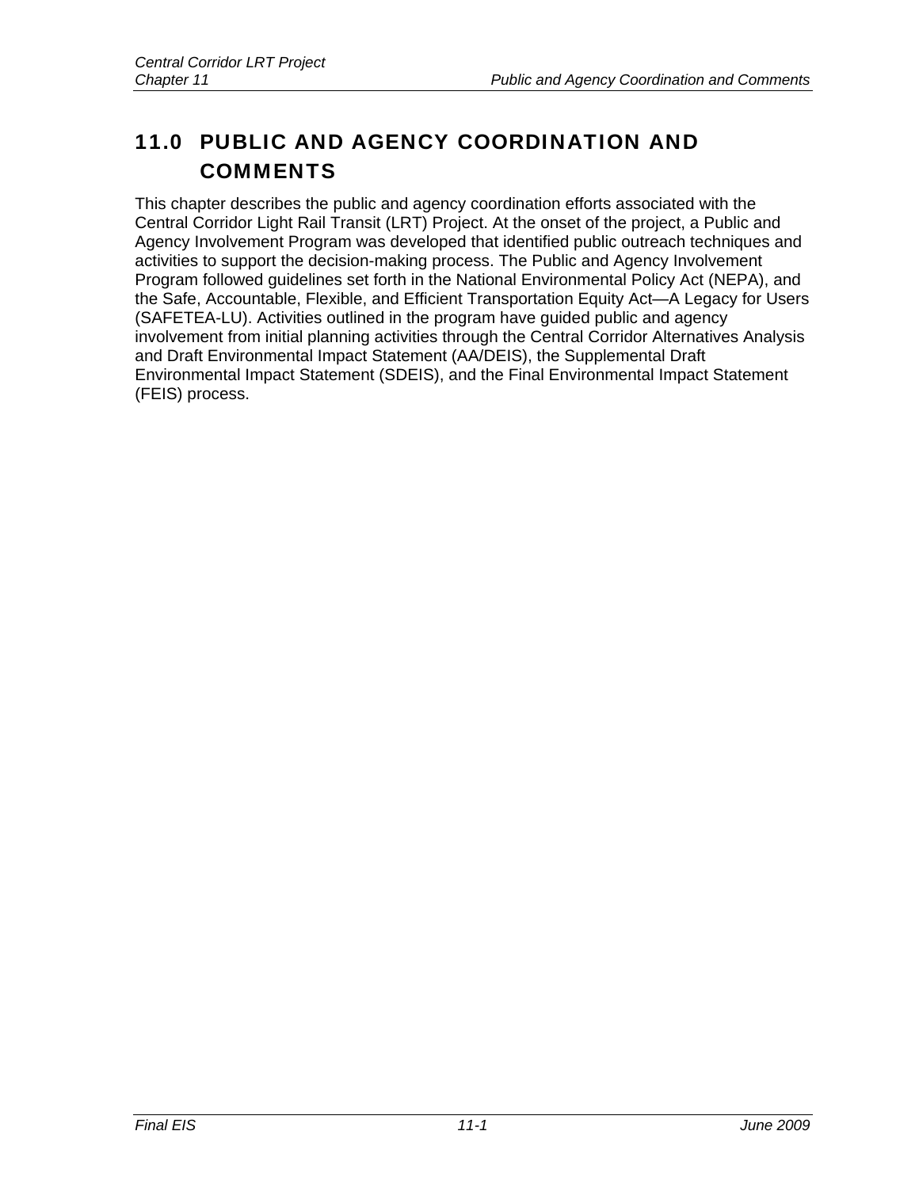# 11.0 PUBLIC AND AGENCY COORDINATION AND COMMENTS

This chapter describes the public and agency coordination efforts associated with the Central Corridor Light Rail Transit (LRT) Project. At the onset of the project, a Public and Agency Involvement Program was developed that identified public outreach techniques and activities to support the decision-making process. The Public and Agency Involvement Program followed guidelines set forth in the National Environmental Policy Act (NEPA), and the Safe, Accountable, Flexible, and Efficient Transportation Equity Act—A Legacy for Users (SAFETEA-LU). Activities outlined in the program have guided public and agency involvement from initial planning activities through the Central Corridor Alternatives Analysis and Draft Environmental Impact Statement (AA/DEIS), the Supplemental Draft Environmental Impact Statement (SDEIS), and the Final Environmental Impact Statement (FEIS) process.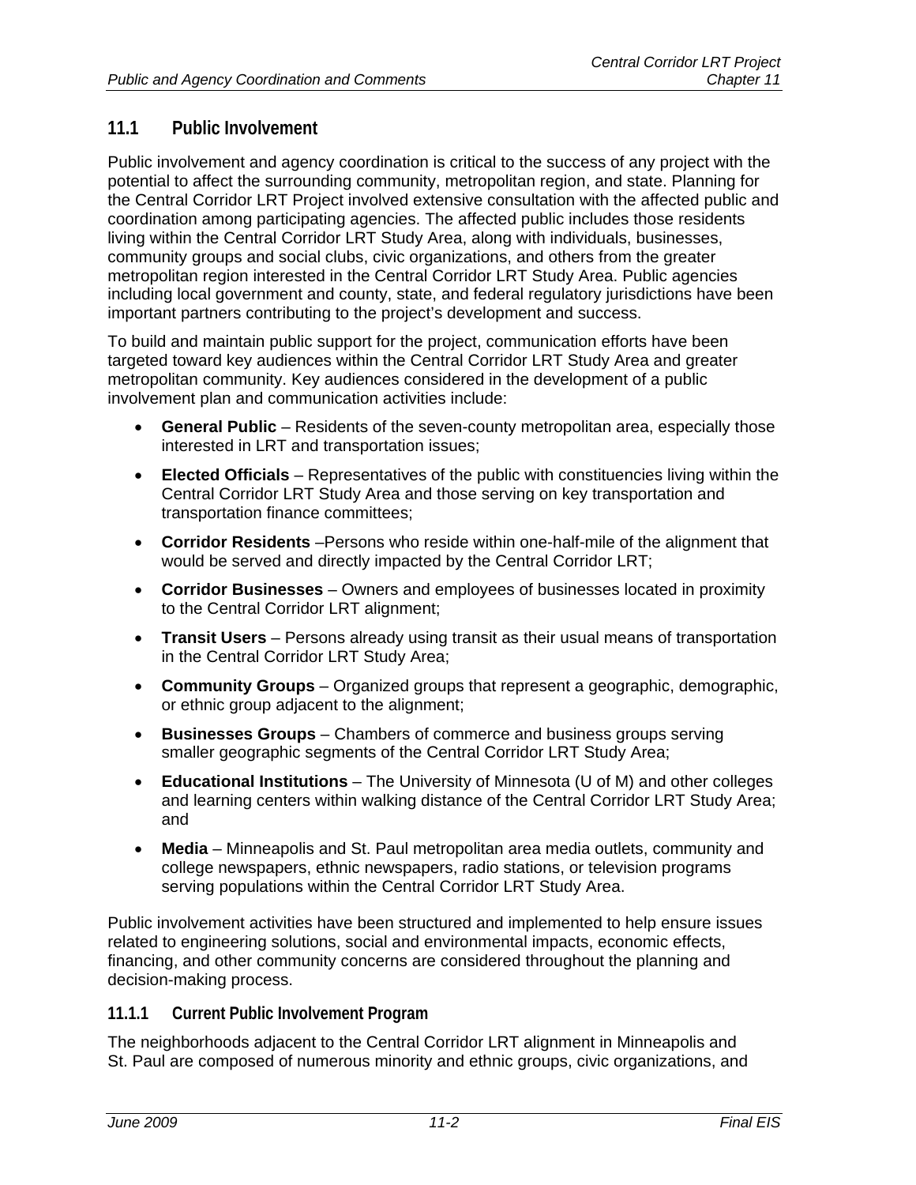## 11.1 Public Involvement

Public involvement and agency coordination is critical to the success of any project with the potential to affect the surrounding community, metropolitan region, and state. Planning for the Central Corridor LRT Project involved extensive consultation with the affected public and coordination among participating agencies. The affected public includes those residents living within the Central Corridor LRT Study Area, along with individuals, businesses, community groups and social clubs, civic organizations, and others from the greater metropolitan region interested in the Central Corridor LRT Study Area. Public agencies including local government and county, state, and federal regulatory jurisdictions have been important partners contributing to the project's development and success.

To build and maintain public support for the project, communication efforts have been targeted toward key audiences within the Central Corridor LRT Study Area and greater metropolitan community. Key audiences considered in the development of a public involvement plan and communication activities include:

- **General Public** – Residents of the seven-county metropolitan area, especially those interested in LRT and transportation issues;
- **Elected Officials** – Representatives of the public with constituencies living within the Central Corridor LRT Study Area and those serving on key transportation and transportation finance committees;
- **Corridor Residents** –Persons who reside within one-half-mile of the alignment that would be served and directly impacted by the Central Corridor LRT;
- **Corridor Businesses** – Owners and employees of businesses located in proximity to the Central Corridor LRT alignment;
- **Transit Users** – Persons already using transit as their usual means of transportation in the Central Corridor LRT Study Area;
- **Community Groups** – Organized groups that represent a geographic, demographic, or ethnic group adjacent to the alignment;
- **Businesses Groups** – Chambers of commerce and business groups serving smaller geographic segments of the Central Corridor LRT Study Area;
- **Educational Institutions** – The University of Minnesota (U of M) and other colleges and learning centers within walking distance of the Central Corridor LRT Study Area; and
- **Media** – Minneapolis and St. Paul metropolitan area media outlets, community and college newspapers, ethnic newspapers, radio stations, or television programs serving populations within the Central Corridor LRT Study Area.

Public involvement activities have been structured and implemented to help ensure issues related to engineering solutions, social and environmental impacts, economic effects, financing, and other community concerns are considered throughout the planning and decision-making process.

### 11.1.1 Current Public Involvement Program

The neighborhoods adjacent to the Central Corridor LRT alignment in Minneapolis and St. Paul are composed of numerous minority and ethnic groups, civic organizations, and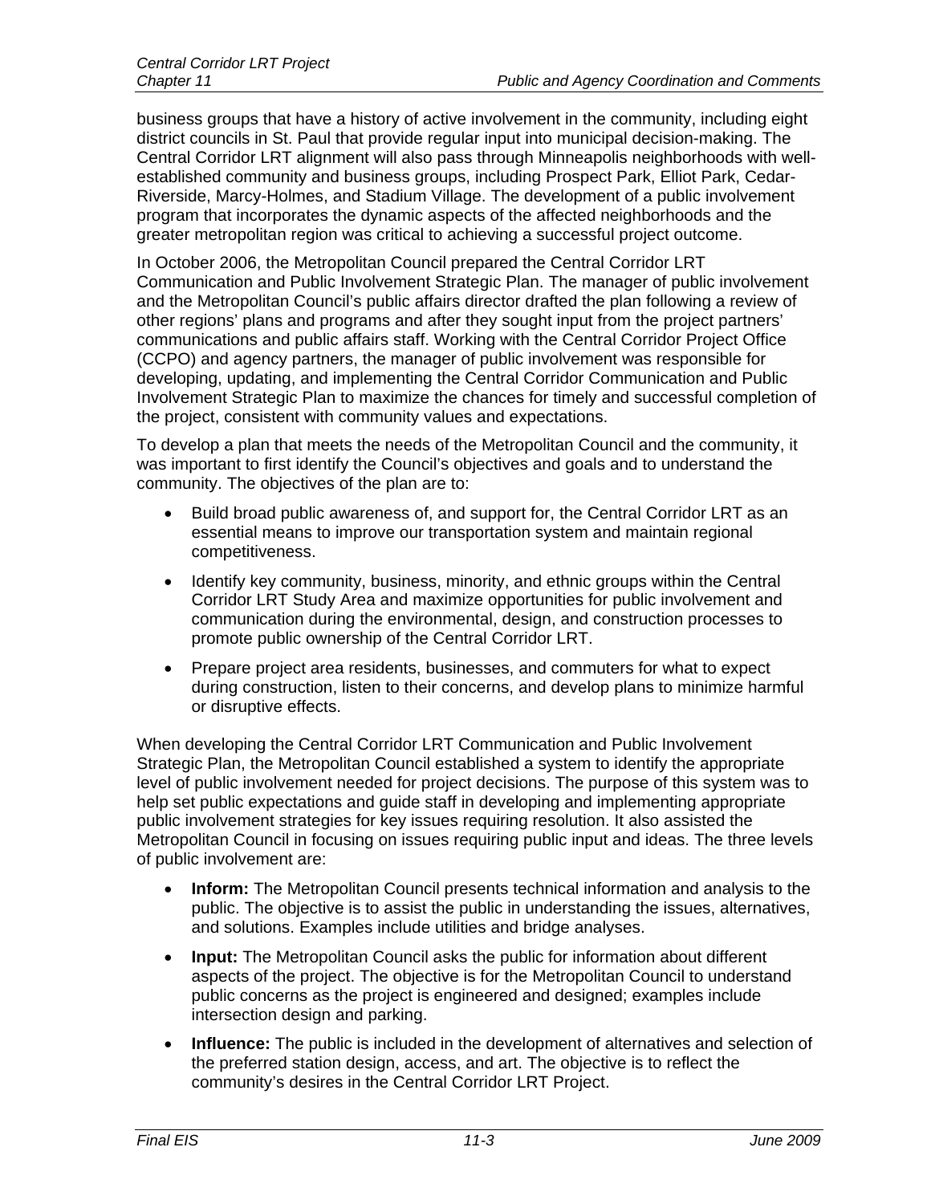business groups that have a history of active involvement in the community, including eight district councils in St. Paul that provide regular input into municipal decision-making. The Central Corridor LRT alignment will also pass through Minneapolis neighborhoods with well-established community and business groups, including Prospect Park, Elliot Park, Cedar-Riverside, Marcy-Holmes, and Stadium Village. The development of a public involvement program that incorporates the dynamic aspects of the affected neighborhoods and the greater metropolitan region was critical to achieving a successful project outcome.

In October 2006, the Metropolitan Council prepared the Central Corridor LRT Communication and Public Involvement Strategic Plan. The manager of public involvement and the Metropolitan Council's public affairs director drafted the plan following a review of other regions' plans and programs and after they sought input from the project partners' communications and public affairs staff. Working with the Central Corridor Project Office (CCPO) and agency partners, the manager of public involvement was responsible for developing, updating, and implementing the Central Corridor Communication and Public Involvement Strategic Plan to maximize the chances for timely and successful completion of the project, consistent with community values and expectations.

To develop a plan that meets the needs of the Metropolitan Council and the community, it was important to first identify the Council's objectives and goals and to understand the community. The objectives of the plan are to:

- Build broad public awareness of, and support for, the Central Corridor LRT as an essential means to improve our transportation system and maintain regional competitiveness.
- Identify key community, business, minority, and ethnic groups within the Central Corridor LRT Study Area and maximize opportunities for public involvement and communication during the environmental, design, and construction processes to promote public ownership of the Central Corridor LRT.
- Prepare project area residents, businesses, and commuters for what to expect during construction, listen to their concerns, and develop plans to minimize harmful or disruptive effects.

When developing the Central Corridor LRT Communication and Public Involvement Strategic Plan, the Metropolitan Council established a system to identify the appropriate level of public involvement needed for project decisions. The purpose of this system was to help set public expectations and guide staff in developing and implementing appropriate public involvement strategies for key issues requiring resolution. It also assisted the Metropolitan Council in focusing on issues requiring public input and ideas. The three levels of public involvement are:

- **Inform:** The Metropolitan Council presents technical information and analysis to the public. The objective is to assist the public in understanding the issues, alternatives, and solutions. Examples include utilities and bridge analyses.
- **Input:** The Metropolitan Council asks the public for information about different aspects of the project. The objective is for the Metropolitan Council to understand public concerns as the project is engineered and designed; examples include intersection design and parking.
- **Influence:** The public is included in the development of alternatives and selection of the preferred station design, access, and art. The objective is to reflect the community's desires in the Central Corridor LRT Project.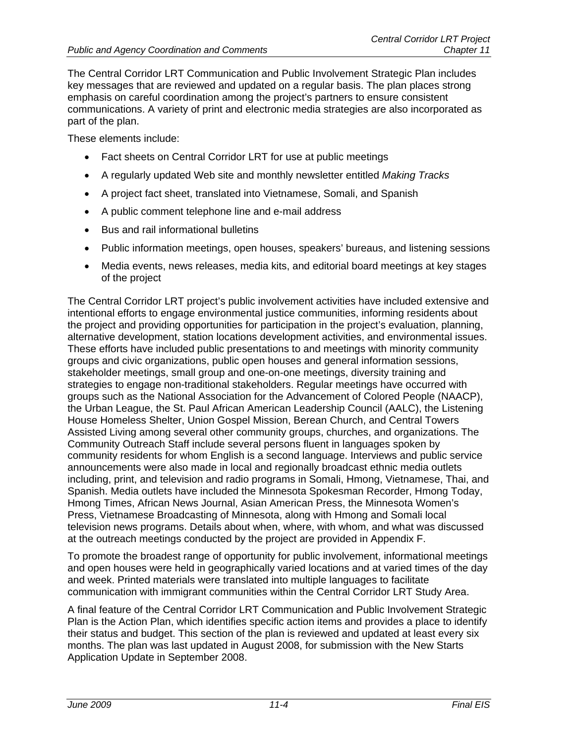The Central Corridor LRT Communication and Public Involvement Strategic Plan includes key messages that are reviewed and updated on a regular basis. The plan places strong emphasis on careful coordination among the project's partners to ensure consistent communications. A variety of print and electronic media strategies are also incorporated as part of the plan.

These elements include:

- Fact sheets on Central Corridor LRT for use at public meetings
- A regularly updated Web site and monthly newsletter entitled *Making Tracks*
- A project fact sheet, translated into Vietnamese, Somali, and Spanish
- A public comment telephone line and e-mail address
- Bus and rail informational bulletins
- Public information meetings, open houses, speakers' bureaus, and listening sessions
- Media events, news releases, media kits, and editorial board meetings at key stages of the project

The Central Corridor LRT project's public involvement activities have included extensive and intentional efforts to engage environmental justice communities, informing residents about the project and providing opportunities for participation in the project's evaluation, planning, alternative development, station locations development activities, and environmental issues. These efforts have included public presentations to and meetings with minority community groups and civic organizations, public open houses and general information sessions, stakeholder meetings, small group and one-on-one meetings, diversity training and strategies to engage non-traditional stakeholders. Regular meetings have occurred with groups such as the National Association for the Advancement of Colored People (NAACP), the Urban League, the St. Paul African American Leadership Council (AALC), the Listening House Homeless Shelter, Union Gospel Mission, Berean Church, and Central Towers Assisted Living among several other community groups, churches, and organizations. The Community Outreach Staff include several persons fluent in languages spoken by community residents for whom English is a second language. Interviews and public service announcements were also made in local and regionally broadcast ethnic media outlets including, print, and television and radio programs in Somali, Hmong, Vietnamese, Thai, and Spanish. Media outlets have included the Minnesota Spokesman Recorder, Hmong Today, Hmong Times, African News Journal, Asian American Press, the Minnesota Women's Press, Vietnamese Broadcasting of Minnesota, along with Hmong and Somali local television news programs. Details about when, where, with whom, and what was discussed at the outreach meetings conducted by the project are provided in Appendix F.

To promote the broadest range of opportunity for public involvement, informational meetings and open houses were held in geographically varied locations and at varied times of the day and week. Printed materials were translated into multiple languages to facilitate communication with immigrant communities within the Central Corridor LRT Study Area.

A final feature of the Central Corridor LRT Communication and Public Involvement Strategic Plan is the Action Plan, which identifies specific action items and provides a place to identify their status and budget. This section of the plan is reviewed and updated at least every six months. The plan was last updated in August 2008, for submission with the New Starts Application Update in September 2008.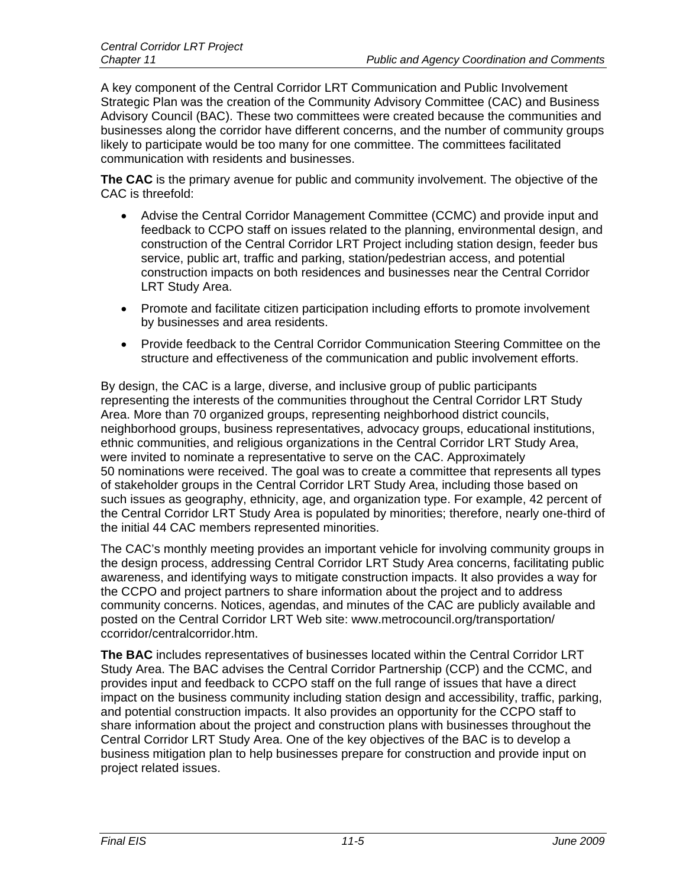A key component of the Central Corridor LRT Communication and Public Involvement Strategic Plan was the creation of the Community Advisory Committee (CAC) and Business Advisory Council (BAC). These two committees were created because the communities and businesses along the corridor have different concerns, and the number of community groups likely to participate would be too many for one committee. The committees facilitated communication with residents and businesses.

**The CAC** is the primary avenue for public and community involvement. The objective of the CAC is threefold:

- Advise the Central Corridor Management Committee (CCMC) and provide input and feedback to CCPO staff on issues related to the planning, environmental design, and construction of the Central Corridor LRT Project including station design, feeder bus service, public art, traffic and parking, station/pedestrian access, and potential construction impacts on both residences and businesses near the Central Corridor LRT Study Area.
- Promote and facilitate citizen participation including efforts to promote involvement by businesses and area residents.
- Provide feedback to the Central Corridor Communication Steering Committee on the structure and effectiveness of the communication and public involvement efforts.

By design, the CAC is a large, diverse, and inclusive group of public participants representing the interests of the communities throughout the Central Corridor LRT Study Area. More than 70 organized groups, representing neighborhood district councils, neighborhood groups, business representatives, advocacy groups, educational institutions, ethnic communities, and religious organizations in the Central Corridor LRT Study Area, were invited to nominate a representative to serve on the CAC. Approximately 50 nominations were received. The goal was to create a committee that represents all types of stakeholder groups in the Central Corridor LRT Study Area, including those based on such issues as geography, ethnicity, age, and organization type. For example, 42 percent of the Central Corridor LRT Study Area is populated by minorities; therefore, nearly one-third of the initial 44 CAC members represented minorities.

The CAC's monthly meeting provides an important vehicle for involving community groups in the design process, addressing Central Corridor LRT Study Area concerns, facilitating public awareness, and identifying ways to mitigate construction impacts. It also provides a way for the CCPO and project partners to share information about the project and to address community concerns. Notices, agendas, and minutes of the CAC are publicly available and posted on the Central Corridor LRT Web site: www.metrocouncil.org/transportation/ccorridor/centralcorridor.htm.

**The BAC** includes representatives of businesses located within the Central Corridor LRT Study Area. The BAC advises the Central Corridor Partnership (CCP) and the CCMC, and provides input and feedback to CCPO staff on the full range of issues that have a direct impact on the business community including station design and accessibility, traffic, parking, and potential construction impacts. It also provides an opportunity for the CCPO staff to share information about the project and construction plans with businesses throughout the Central Corridor LRT Study Area. One of the key objectives of the BAC is to develop a business mitigation plan to help businesses prepare for construction and provide input on project related issues.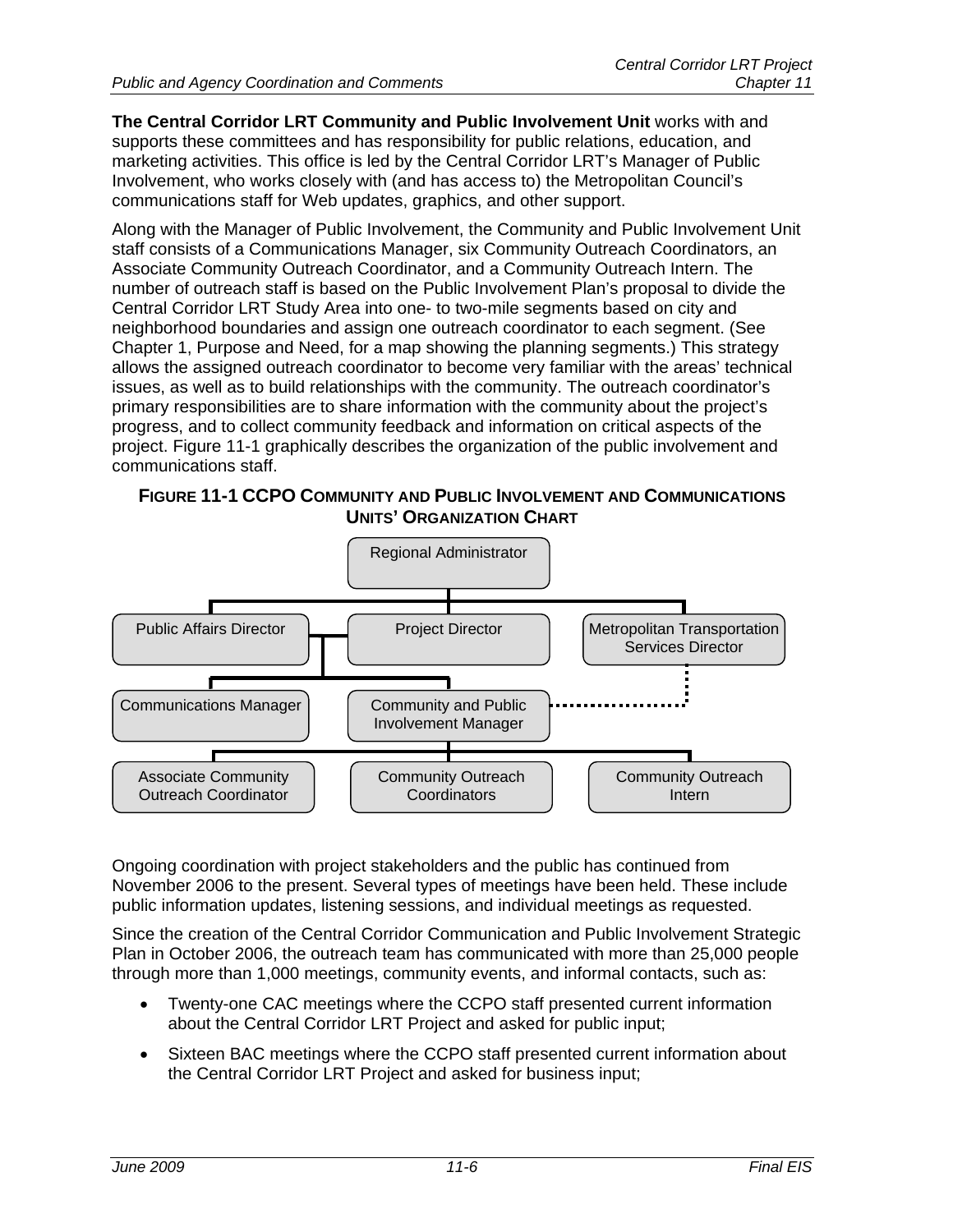**The Central Corridor LRT Community and Public Involvement Unit** works with and supports these committees and has responsibility for public relations, education, and marketing activities. This office is led by the Central Corridor LRT's Manager of Public Involvement, who works closely with (and has access to) the Metropolitan Council's communications staff for Web updates, graphics, and other support.

Along with the Manager of Public Involvement, the Community and Public Involvement Unit staff consists of a Communications Manager, six Community Outreach Coordinators, an Associate Community Outreach Coordinator, and a Community Outreach Intern. The number of outreach staff is based on the Public Involvement Plan's proposal to divide the Central Corridor LRT Study Area into one- to two-mile segments based on city and neighborhood boundaries and assign one outreach coordinator to each segment. (See Chapter 1, Purpose and Need, for a map showing the planning segments.) This strategy allows the assigned outreach coordinator to become very familiar with the areas' technical issues, as well as to build relationships with the community. The outreach coordinator's primary responsibilities are to share information with the community about the project's progress, and to collect community feedback and information on critical aspects of the project. Figure 11-1 graphically describes the organization of the public involvement and communications staff.

**FIGURE 11-1 CCPO COMMUNITY AND PUBLIC INVOLVEMENT AND COMMUNICATIONS UNITS' ORGANIZATION CHART**

- Regional Administrator
  - Public Affairs Director
  - Project Director
    - Communications Manager
    - Community and Public Involvement Manager
      - Associate Community Outreach Coordinator
      - Community Outreach Coordinators
      - Community Outreach Intern
  - Metropolitan Transportation Services Director (dotted line to Community and Public Involvement Manager)

Ongoing coordination with project stakeholders and the public has continued from November 2006 to the present. Several types of meetings have been held. These include public information updates, listening sessions, and individual meetings as requested.

Since the creation of the Central Corridor Communication and Public Involvement Strategic Plan in October 2006, the outreach team has communicated with more than 25,000 people through more than 1,000 meetings, community events, and informal contacts, such as:

- Twenty-one CAC meetings where the CCPO staff presented current information about the Central Corridor LRT Project and asked for public input;
- Sixteen BAC meetings where the CCPO staff presented current information about the Central Corridor LRT Project and asked for business input;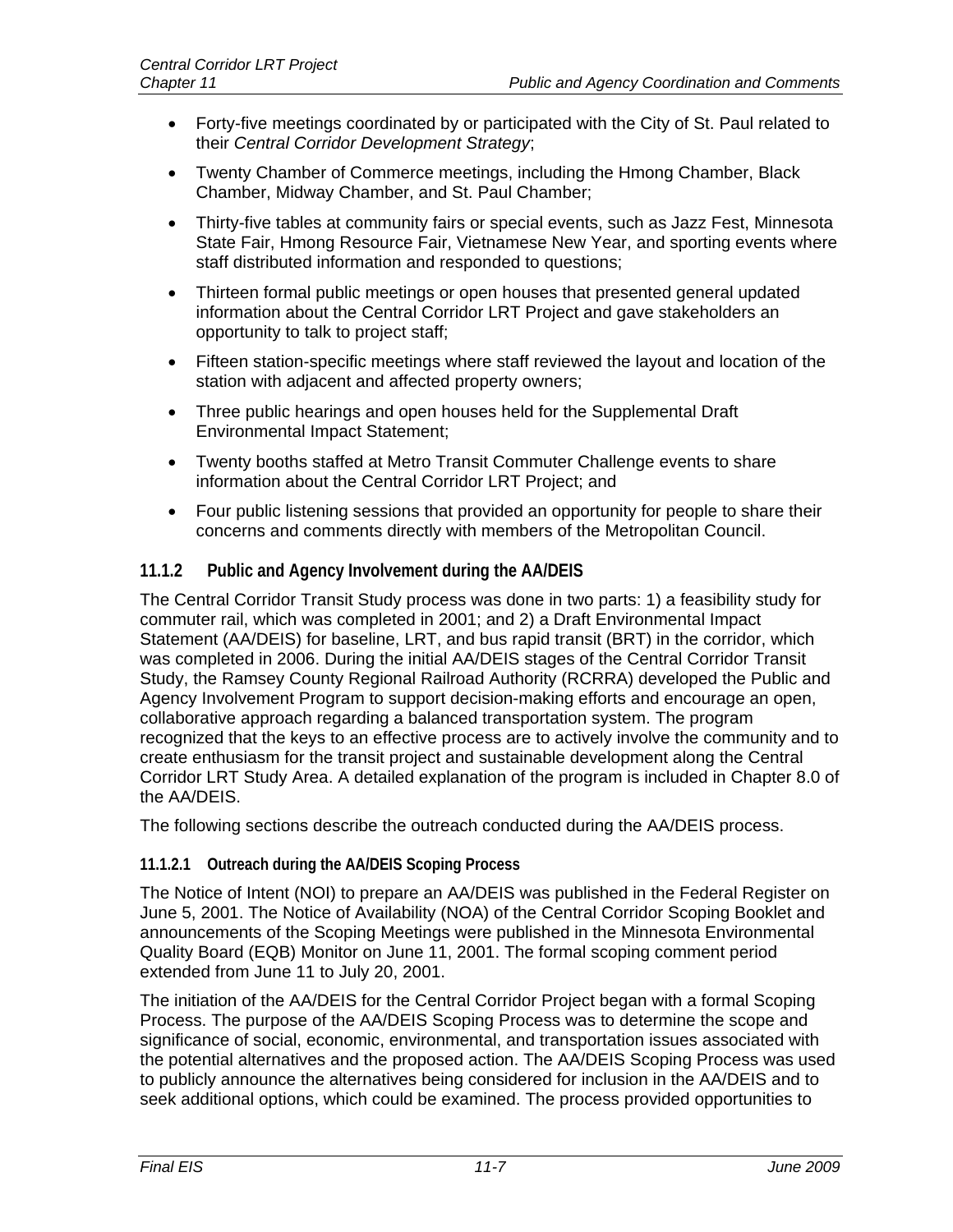- Forty-five meetings coordinated by or participated with the City of St. Paul related to their *Central Corridor Development Strategy*;
- Twenty Chamber of Commerce meetings, including the Hmong Chamber, Black Chamber, Midway Chamber, and St. Paul Chamber;
- Thirty-five tables at community fairs or special events, such as Jazz Fest, Minnesota State Fair, Hmong Resource Fair, Vietnamese New Year, and sporting events where staff distributed information and responded to questions;
- Thirteen formal public meetings or open houses that presented general updated information about the Central Corridor LRT Project and gave stakeholders an opportunity to talk to project staff;
- Fifteen station-specific meetings where staff reviewed the layout and location of the station with adjacent and affected property owners;
- Three public hearings and open houses held for the Supplemental Draft Environmental Impact Statement;
- Twenty booths staffed at Metro Transit Commuter Challenge events to share information about the Central Corridor LRT Project; and
- Four public listening sessions that provided an opportunity for people to share their concerns and comments directly with members of the Metropolitan Council.

### 11.1.2 Public and Agency Involvement during the AA/DEIS

The Central Corridor Transit Study process was done in two parts: 1) a feasibility study for commuter rail, which was completed in 2001; and 2) a Draft Environmental Impact Statement (AA/DEIS) for baseline, LRT, and bus rapid transit (BRT) in the corridor, which was completed in 2006. During the initial AA/DEIS stages of the Central Corridor Transit Study, the Ramsey County Regional Railroad Authority (RCRRA) developed the Public and Agency Involvement Program to support decision-making efforts and encourage an open, collaborative approach regarding a balanced transportation system. The program recognized that the keys to an effective process are to actively involve the community and to create enthusiasm for the transit project and sustainable development along the Central Corridor LRT Study Area. A detailed explanation of the program is included in Chapter 8.0 of the AA/DEIS.

The following sections describe the outreach conducted during the AA/DEIS process.

#### 11.1.2.1 Outreach during the AA/DEIS Scoping Process

The Notice of Intent (NOI) to prepare an AA/DEIS was published in the Federal Register on June 5, 2001. The Notice of Availability (NOA) of the Central Corridor Scoping Booklet and announcements of the Scoping Meetings were published in the Minnesota Environmental Quality Board (EQB) Monitor on June 11, 2001. The formal scoping comment period extended from June 11 to July 20, 2001.

The initiation of the AA/DEIS for the Central Corridor Project began with a formal Scoping Process. The purpose of the AA/DEIS Scoping Process was to determine the scope and significance of social, economic, environmental, and transportation issues associated with the potential alternatives and the proposed action. The AA/DEIS Scoping Process was used to publicly announce the alternatives being considered for inclusion in the AA/DEIS and to seek additional options, which could be examined. The process provided opportunities to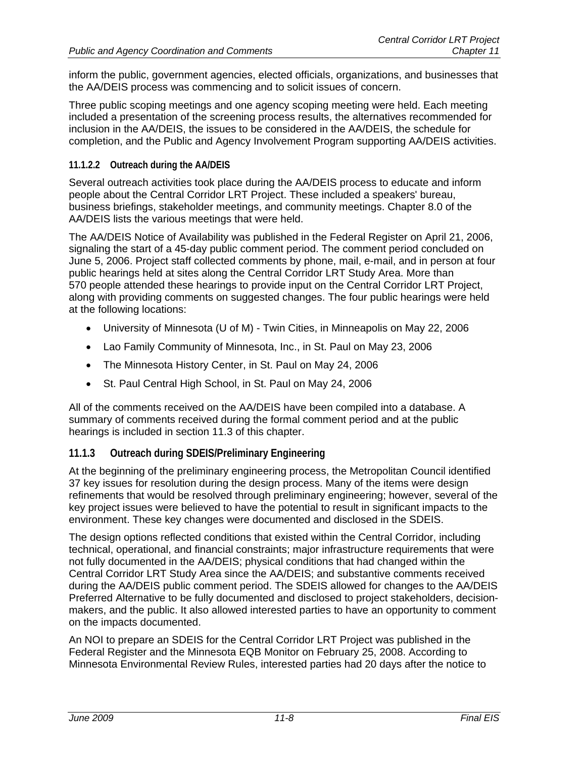inform the public, government agencies, elected officials, organizations, and businesses that the AA/DEIS process was commencing and to solicit issues of concern.

Three public scoping meetings and one agency scoping meeting were held. Each meeting included a presentation of the screening process results, the alternatives recommended for inclusion in the AA/DEIS, the issues to be considered in the AA/DEIS, the schedule for completion, and the Public and Agency Involvement Program supporting AA/DEIS activities.

#### 11.1.2.2 Outreach during the AA/DEIS

Several outreach activities took place during the AA/DEIS process to educate and inform people about the Central Corridor LRT Project. These included a speakers' bureau, business briefings, stakeholder meetings, and community meetings. Chapter 8.0 of the AA/DEIS lists the various meetings that were held.

The AA/DEIS Notice of Availability was published in the Federal Register on April 21, 2006, signaling the start of a 45-day public comment period. The comment period concluded on June 5, 2006. Project staff collected comments by phone, mail, e-mail, and in person at four public hearings held at sites along the Central Corridor LRT Study Area. More than 570 people attended these hearings to provide input on the Central Corridor LRT Project, along with providing comments on suggested changes. The four public hearings were held at the following locations:

- University of Minnesota (U of M) - Twin Cities, in Minneapolis on May 22, 2006
- Lao Family Community of Minnesota, Inc., in St. Paul on May 23, 2006
- The Minnesota History Center, in St. Paul on May 24, 2006
- St. Paul Central High School, in St. Paul on May 24, 2006

All of the comments received on the AA/DEIS have been compiled into a database. A summary of comments received during the formal comment period and at the public hearings is included in section 11.3 of this chapter.

### 11.1.3 Outreach during SDEIS/Preliminary Engineering

At the beginning of the preliminary engineering process, the Metropolitan Council identified 37 key issues for resolution during the design process. Many of the items were design refinements that would be resolved through preliminary engineering; however, several of the key project issues were believed to have the potential to result in significant impacts to the environment. These key changes were documented and disclosed in the SDEIS.

The design options reflected conditions that existed within the Central Corridor, including technical, operational, and financial constraints; major infrastructure requirements that were not fully documented in the AA/DEIS; physical conditions that had changed within the Central Corridor LRT Study Area since the AA/DEIS; and substantive comments received during the AA/DEIS public comment period. The SDEIS allowed for changes to the AA/DEIS Preferred Alternative to be fully documented and disclosed to project stakeholders, decision-makers, and the public. It also allowed interested parties to have an opportunity to comment on the impacts documented.

An NOI to prepare an SDEIS for the Central Corridor LRT Project was published in the Federal Register and the Minnesota EQB Monitor on February 25, 2008. According to Minnesota Environmental Review Rules, interested parties had 20 days after the notice to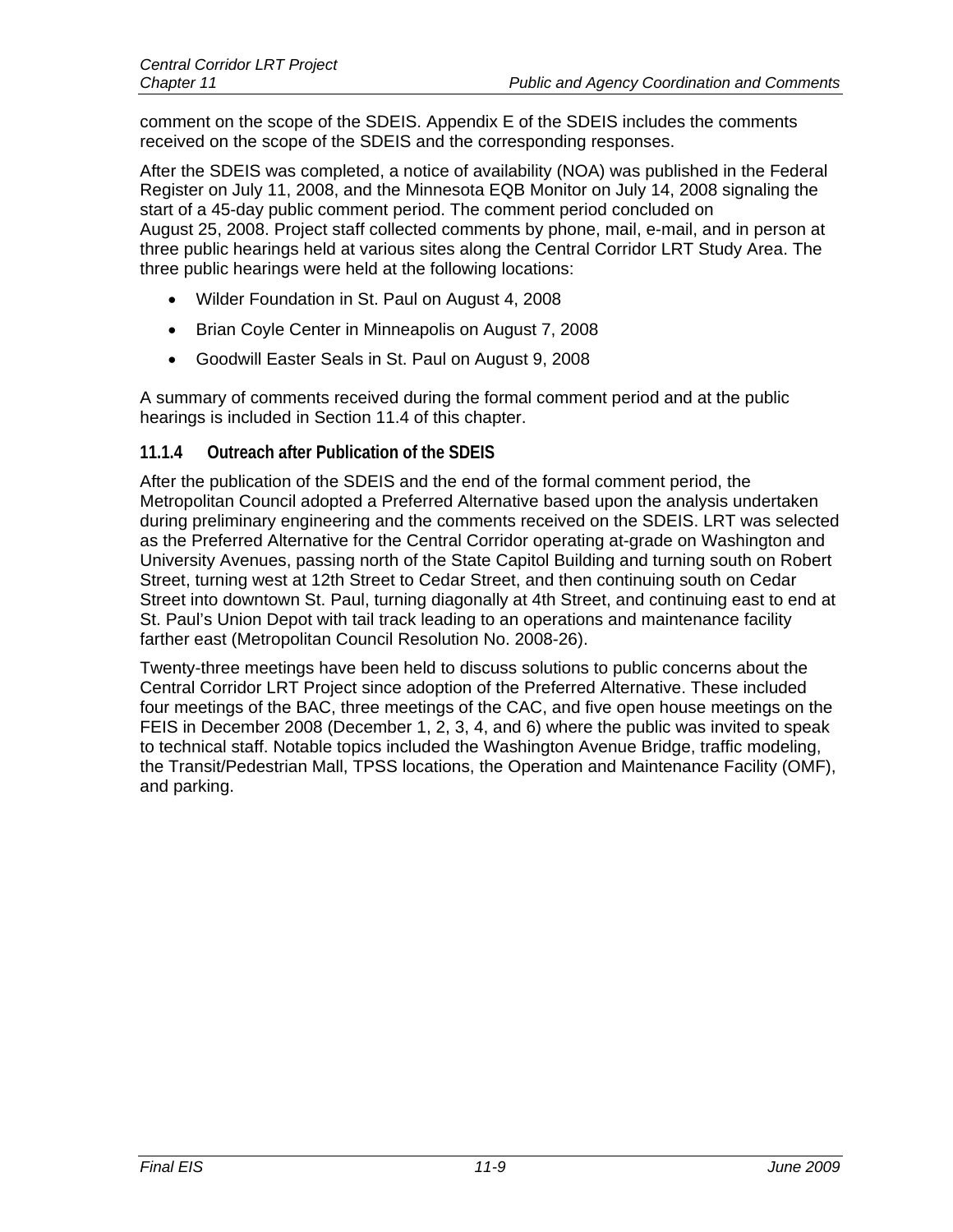comment on the scope of the SDEIS. Appendix E of the SDEIS includes the comments received on the scope of the SDEIS and the corresponding responses.

After the SDEIS was completed, a notice of availability (NOA) was published in the Federal Register on July 11, 2008, and the Minnesota EQB Monitor on July 14, 2008 signaling the start of a 45-day public comment period. The comment period concluded on August 25, 2008. Project staff collected comments by phone, mail, e-mail, and in person at three public hearings held at various sites along the Central Corridor LRT Study Area. The three public hearings were held at the following locations:

- Wilder Foundation in St. Paul on August 4, 2008
- Brian Coyle Center in Minneapolis on August 7, 2008
- Goodwill Easter Seals in St. Paul on August 9, 2008

A summary of comments received during the formal comment period and at the public hearings is included in Section 11.4 of this chapter.

### 11.1.4 Outreach after Publication of the SDEIS

After the publication of the SDEIS and the end of the formal comment period, the Metropolitan Council adopted a Preferred Alternative based upon the analysis undertaken during preliminary engineering and the comments received on the SDEIS. LRT was selected as the Preferred Alternative for the Central Corridor operating at-grade on Washington and University Avenues, passing north of the State Capitol Building and turning south on Robert Street, turning west at 12th Street to Cedar Street, and then continuing south on Cedar Street into downtown St. Paul, turning diagonally at 4th Street, and continuing east to end at St. Paul's Union Depot with tail track leading to an operations and maintenance facility farther east (Metropolitan Council Resolution No. 2008-26).

Twenty-three meetings have been held to discuss solutions to public concerns about the Central Corridor LRT Project since adoption of the Preferred Alternative. These included four meetings of the BAC, three meetings of the CAC, and five open house meetings on the FEIS in December 2008 (December 1, 2, 3, 4, and 6) where the public was invited to speak to technical staff. Notable topics included the Washington Avenue Bridge, traffic modeling, the Transit/Pedestrian Mall, TPSS locations, the Operation and Maintenance Facility (OMF), and parking.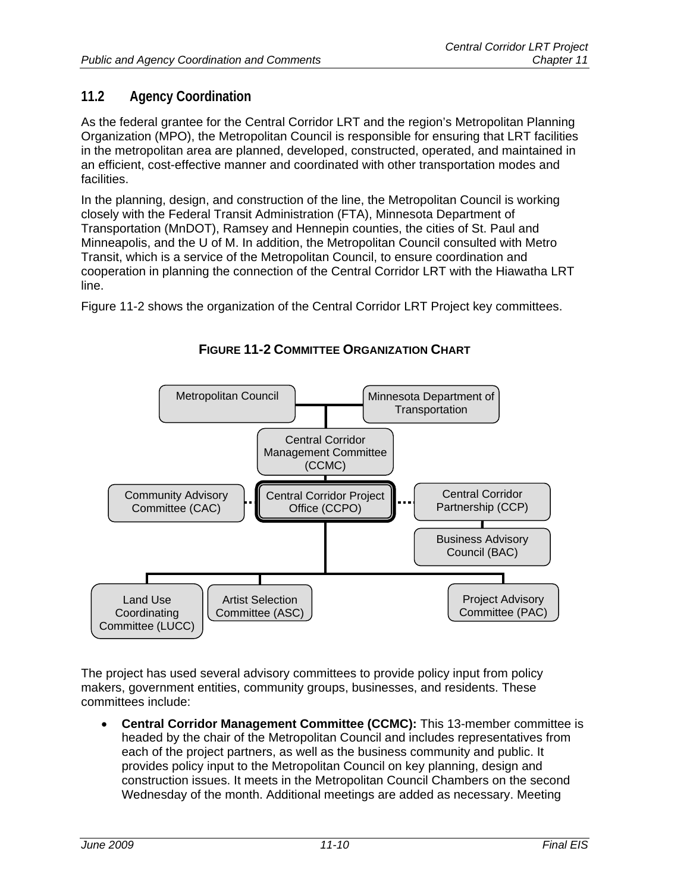## 11.2 Agency Coordination

As the federal grantee for the Central Corridor LRT and the region's Metropolitan Planning Organization (MPO), the Metropolitan Council is responsible for ensuring that LRT facilities in the metropolitan area are planned, developed, constructed, operated, and maintained in an efficient, cost-effective manner and coordinated with other transportation modes and facilities.

In the planning, design, and construction of the line, the Metropolitan Council is working closely with the Federal Transit Administration (FTA), Minnesota Department of Transportation (MnDOT), Ramsey and Hennepin counties, the cities of St. Paul and Minneapolis, and the U of M. In addition, the Metropolitan Council consulted with Metro Transit, which is a service of the Metropolitan Council, to ensure coordination and cooperation in planning the connection of the Central Corridor LRT with the Hiawatha LRT line.

Figure 11-2 shows the organization of the Central Corridor LRT Project key committees.

**FIGURE 11-2 COMMITTEE ORGANIZATION CHART**

Metropolitan Council

Minnesota Department of Transportation

Central Corridor Management Committee (CCMC)

Community Advisory Committee (CAC)

Central Corridor Project Office (CCPO)

Central Corridor Partnership (CCP)

Business Advisory Council (BAC)

Land Use Coordinating Committee (LUCC)

Artist Selection Committee (ASC)

Project Advisory Committee (PAC)

The project has used several advisory committees to provide policy input from policy makers, government entities, community groups, businesses, and residents. These committees include:

- **Central Corridor Management Committee (CCMC):** This 13-member committee is headed by the chair of the Metropolitan Council and includes representatives from each of the project partners, as well as the business community and public. It provides policy input to the Metropolitan Council on key planning, design and construction issues. It meets in the Metropolitan Council Chambers on the second Wednesday of the month. Additional meetings are added as necessary. Meeting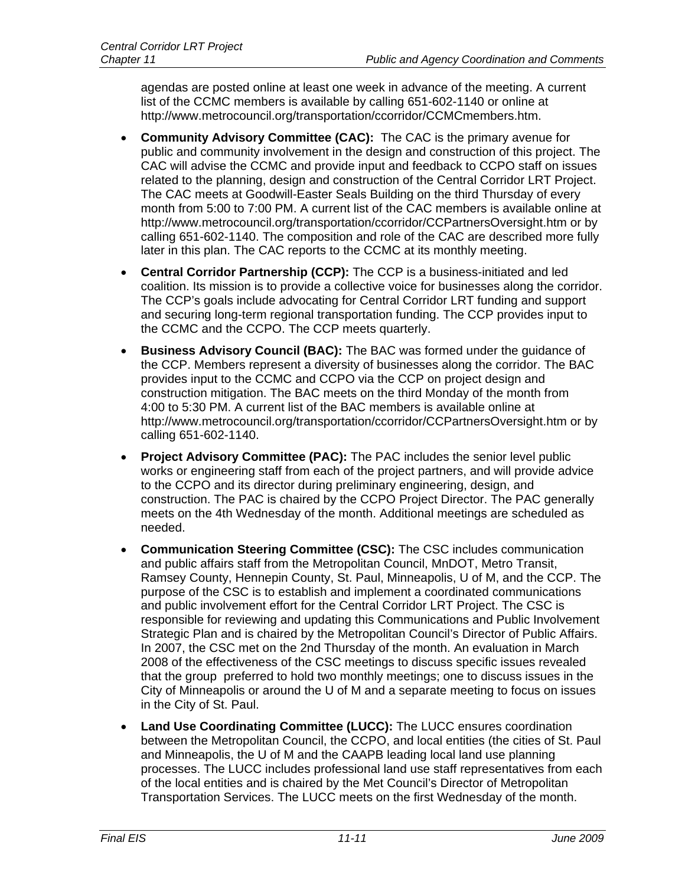agendas are posted online at least one week in advance of the meeting. A current list of the CCMC members is available by calling 651-602-1140 or online at http://www.metrocouncil.org/transportation/ccorridor/CCMCmembers.htm.

- **Community Advisory Committee (CAC):** The CAC is the primary avenue for public and community involvement in the design and construction of this project. The CAC will advise the CCMC and provide input and feedback to CCPO staff on issues related to the planning, design and construction of the Central Corridor LRT Project. The CAC meets at Goodwill-Easter Seals Building on the third Thursday of every month from 5:00 to 7:00 PM. A current list of the CAC members is available online at http://www.metrocouncil.org/transportation/ccorridor/CCPartnersOversight.htm or by calling 651-602-1140. The composition and role of the CAC are described more fully later in this plan. The CAC reports to the CCMC at its monthly meeting.
- **Central Corridor Partnership (CCP):** The CCP is a business-initiated and led coalition. Its mission is to provide a collective voice for businesses along the corridor. The CCP's goals include advocating for Central Corridor LRT funding and support and securing long-term regional transportation funding. The CCP provides input to the CCMC and the CCPO. The CCP meets quarterly.
- **Business Advisory Council (BAC):** The BAC was formed under the guidance of the CCP. Members represent a diversity of businesses along the corridor. The BAC provides input to the CCMC and CCPO via the CCP on project design and construction mitigation. The BAC meets on the third Monday of the month from 4:00 to 5:30 PM. A current list of the BAC members is available online at http://www.metrocouncil.org/transportation/ccorridor/CCPartnersOversight.htm or by calling 651-602-1140.
- **Project Advisory Committee (PAC):** The PAC includes the senior level public works or engineering staff from each of the project partners, and will provide advice to the CCPO and its director during preliminary engineering, design, and construction. The PAC is chaired by the CCPO Project Director. The PAC generally meets on the 4th Wednesday of the month. Additional meetings are scheduled as needed.
- **Communication Steering Committee (CSC):** The CSC includes communication and public affairs staff from the Metropolitan Council, MnDOT, Metro Transit, Ramsey County, Hennepin County, St. Paul, Minneapolis, U of M, and the CCP. The purpose of the CSC is to establish and implement a coordinated communications and public involvement effort for the Central Corridor LRT Project. The CSC is responsible for reviewing and updating this Communications and Public Involvement Strategic Plan and is chaired by the Metropolitan Council's Director of Public Affairs. In 2007, the CSC met on the 2nd Thursday of the month. An evaluation in March 2008 of the effectiveness of the CSC meetings to discuss specific issues revealed that the group preferred to hold two monthly meetings; one to discuss issues in the City of Minneapolis or around the U of M and a separate meeting to focus on issues in the City of St. Paul.
- **Land Use Coordinating Committee (LUCC):** The LUCC ensures coordination between the Metropolitan Council, the CCPO, and local entities (the cities of St. Paul and Minneapolis, the U of M and the CAAPB leading local land use planning processes. The LUCC includes professional land use staff representatives from each of the local entities and is chaired by the Met Council's Director of Metropolitan Transportation Services. The LUCC meets on the first Wednesday of the month.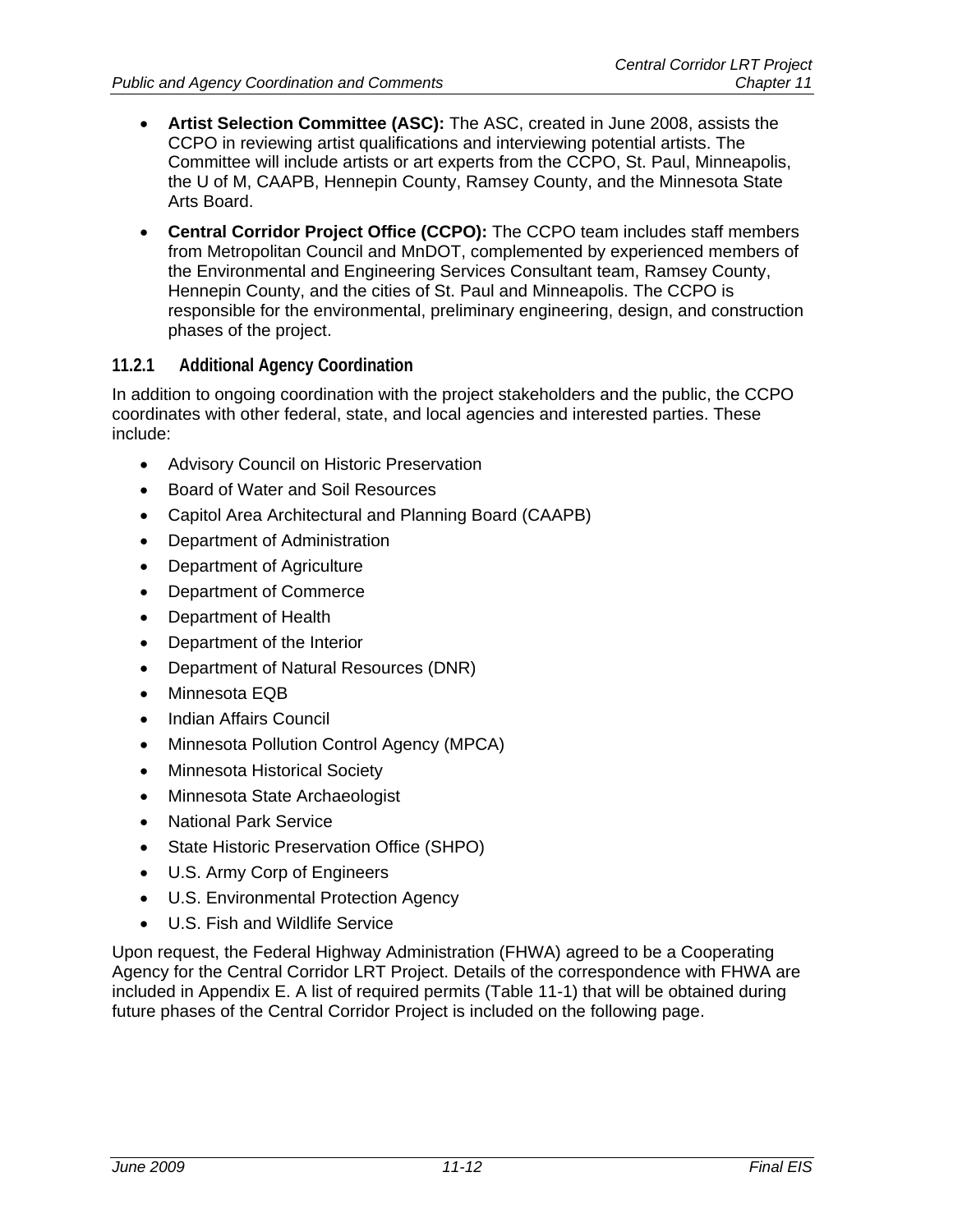- **Artist Selection Committee (ASC):** The ASC, created in June 2008, assists the CCPO in reviewing artist qualifications and interviewing potential artists. The Committee will include artists or art experts from the CCPO, St. Paul, Minneapolis, the U of M, CAAPB, Hennepin County, Ramsey County, and the Minnesota State Arts Board.
- **Central Corridor Project Office (CCPO):** The CCPO team includes staff members from Metropolitan Council and MnDOT, complemented by experienced members of the Environmental and Engineering Services Consultant team, Ramsey County, Hennepin County, and the cities of St. Paul and Minneapolis. The CCPO is responsible for the environmental, preliminary engineering, design, and construction phases of the project.

### 11.2.1 Additional Agency Coordination

In addition to ongoing coordination with the project stakeholders and the public, the CCPO coordinates with other federal, state, and local agencies and interested parties. These include:

- Advisory Council on Historic Preservation
- Board of Water and Soil Resources
- Capitol Area Architectural and Planning Board (CAAPB)
- Department of Administration
- Department of Agriculture
- Department of Commerce
- Department of Health
- Department of the Interior
- Department of Natural Resources (DNR)
- Minnesota EQB
- Indian Affairs Council
- Minnesota Pollution Control Agency (MPCA)
- Minnesota Historical Society
- Minnesota State Archaeologist
- National Park Service
- State Historic Preservation Office (SHPO)
- U.S. Army Corp of Engineers
- U.S. Environmental Protection Agency
- U.S. Fish and Wildlife Service

Upon request, the Federal Highway Administration (FHWA) agreed to be a Cooperating Agency for the Central Corridor LRT Project. Details of the correspondence with FHWA are included in Appendix E. A list of required permits (Table 11-1) that will be obtained during future phases of the Central Corridor Project is included on the following page.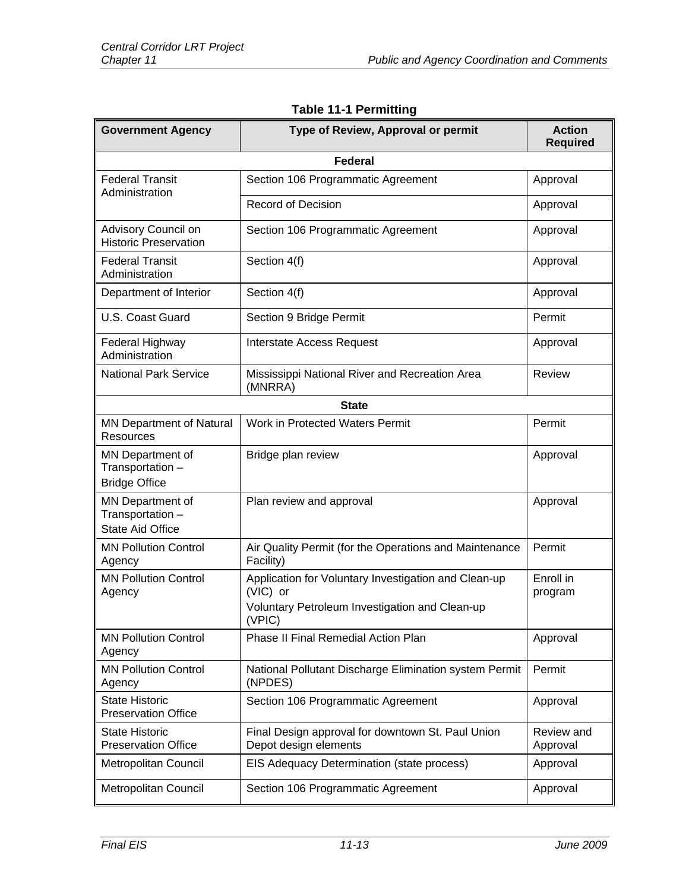**Table 11-1 Permitting**

| Government Agency | Type of Review, Approval or permit | Action Required |
|---|---|---|
| **Federal** | | |
| Federal Transit Administration | Section 106 Programmatic Agreement | Approval |
| | Record of Decision | Approval |
| Advisory Council on Historic Preservation | Section 106 Programmatic Agreement | Approval |
| Federal Transit Administration | Section 4(f) | Approval |
| Department of Interior | Section 4(f) | Approval |
| U.S. Coast Guard | Section 9 Bridge Permit | Permit |
| Federal Highway Administration | Interstate Access Request | Approval |
| National Park Service | Mississippi National River and Recreation Area (MNRRA) | Review |
| **State** | | |
| MN Department of Natural Resources | Work in Protected Waters Permit | Permit |
| MN Department of Transportation – Bridge Office | Bridge plan review | Approval |
| MN Department of Transportation – State Aid Office | Plan review and approval | Approval |
| MN Pollution Control Agency | Air Quality Permit (for the Operations and Maintenance Facility) | Permit |
| MN Pollution Control Agency | Application for Voluntary Investigation and Clean-up (VIC) or Voluntary Petroleum Investigation and Clean-up (VPIC) | Enroll in program |
| MN Pollution Control Agency | Phase II Final Remedial Action Plan | Approval |
| MN Pollution Control Agency | National Pollutant Discharge Elimination system Permit (NPDES) | Permit |
| State Historic Preservation Office | Section 106 Programmatic Agreement | Approval |
| State Historic Preservation Office | Final Design approval for downtown St. Paul Union Depot design elements | Review and Approval |
| Metropolitan Council | EIS Adequacy Determination (state process) | Approval |
| Metropolitan Council | Section 106 Programmatic Agreement | Approval |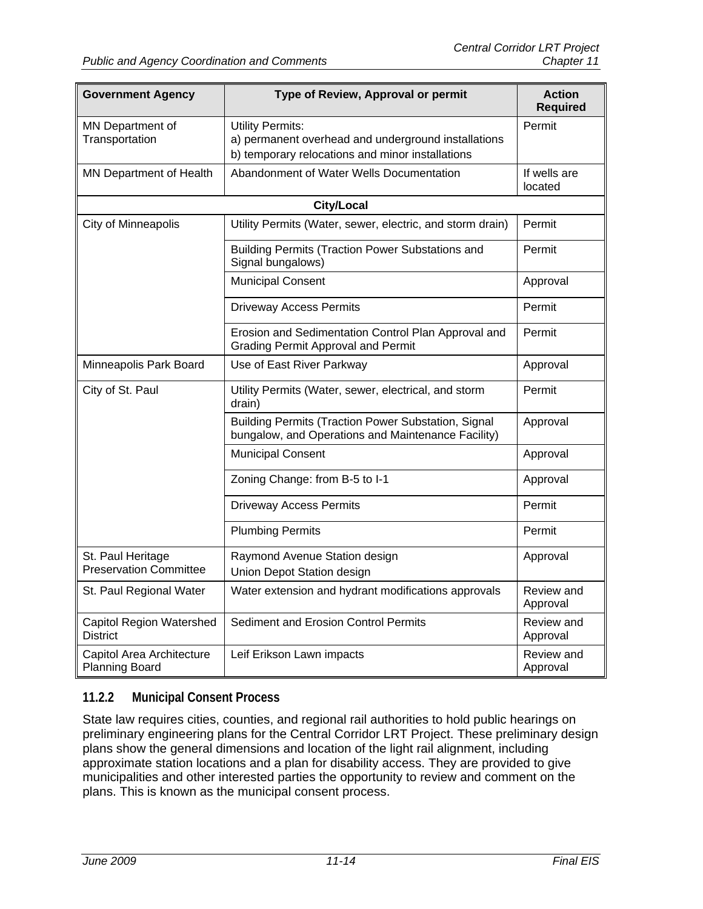| Government Agency | Type of Review, Approval or permit | Action Required |
|---|---|---|
| MN Department of Transportation | Utility Permits:<br>a) permanent overhead and underground installations<br>b) temporary relocations and minor installations | Permit |
| MN Department of Health | Abandonment of Water Wells Documentation | If wells are located |
| | **City/Local** | |
| City of Minneapolis | Utility Permits (Water, sewer, electric, and storm drain) | Permit |
| | Building Permits (Traction Power Substations and Signal bungalows) | Permit |
| | Municipal Consent | Approval |
| | Driveway Access Permits | Permit |
| | Erosion and Sedimentation Control Plan Approval and Grading Permit Approval and Permit | Permit |
| Minneapolis Park Board | Use of East River Parkway | Approval |
| City of St. Paul | Utility Permits (Water, sewer, electrical, and storm drain) | Permit |
| | Building Permits (Traction Power Substation, Signal bungalow, and Operations and Maintenance Facility) | Approval |
| | Municipal Consent | Approval |
| | Zoning Change: from B-5 to I-1 | Approval |
| | Driveway Access Permits | Permit |
| | Plumbing Permits | Permit |
| St. Paul Heritage Preservation Committee | Raymond Avenue Station design<br>Union Depot Station design | Approval |
| St. Paul Regional Water | Water extension and hydrant modifications approvals | Review and Approval |
| Capitol Region Watershed District | Sediment and Erosion Control Permits | Review and Approval |
| Capitol Area Architecture Planning Board | Leif Erikson Lawn impacts | Review and Approval |

### 11.2.2 Municipal Consent Process

State law requires cities, counties, and regional rail authorities to hold public hearings on preliminary engineering plans for the Central Corridor LRT Project. These preliminary design plans show the general dimensions and location of the light rail alignment, including approximate station locations and a plan for disability access. They are provided to give municipalities and other interested parties the opportunity to review and comment on the plans. This is known as the municipal consent process.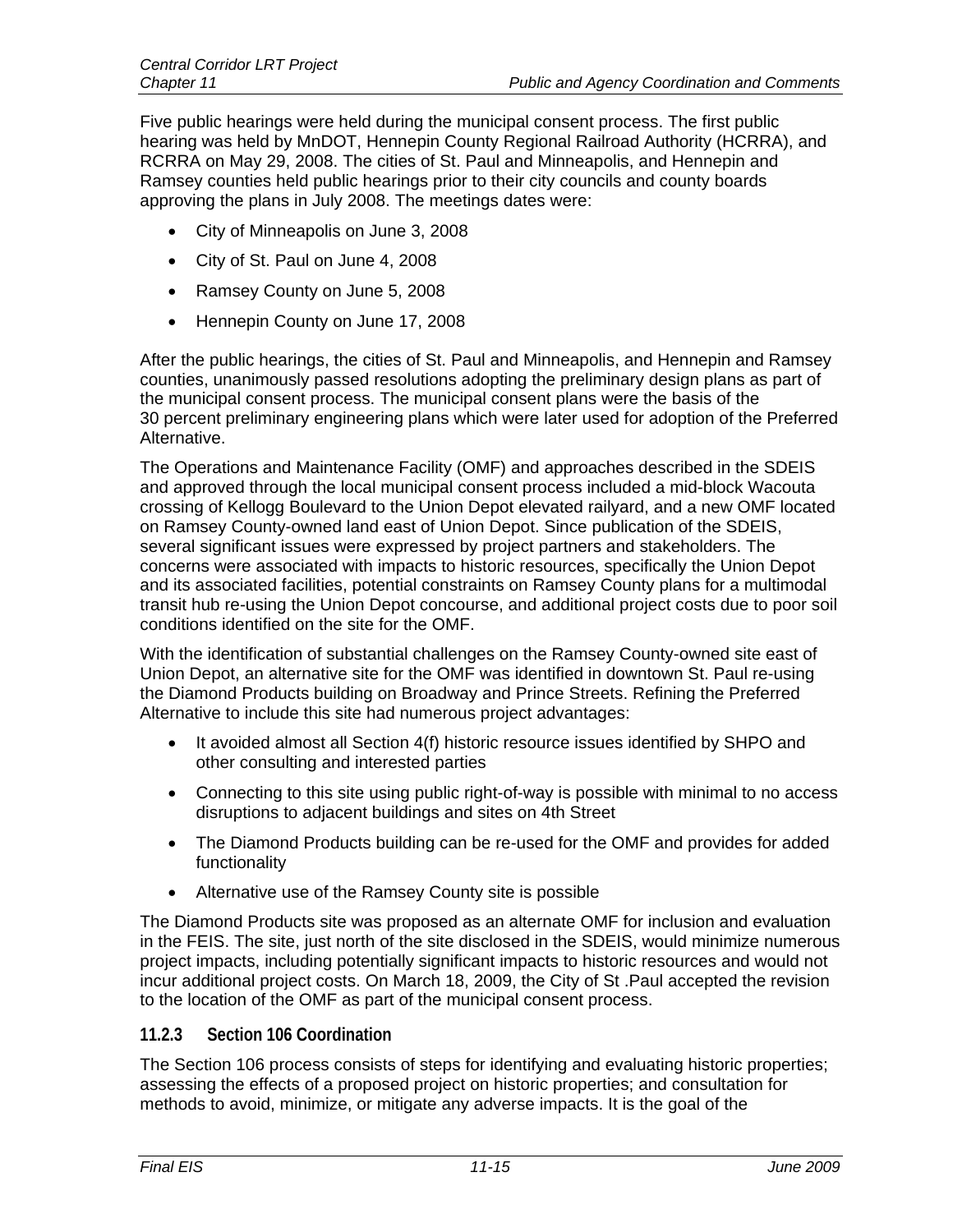Five public hearings were held during the municipal consent process. The first public hearing was held by MnDOT, Hennepin County Regional Railroad Authority (HCRRA), and RCRRA on May 29, 2008. The cities of St. Paul and Minneapolis, and Hennepin and Ramsey counties held public hearings prior to their city councils and county boards approving the plans in July 2008. The meetings dates were:

- City of Minneapolis on June 3, 2008
- City of St. Paul on June 4, 2008
- Ramsey County on June 5, 2008
- Hennepin County on June 17, 2008

After the public hearings, the cities of St. Paul and Minneapolis, and Hennepin and Ramsey counties, unanimously passed resolutions adopting the preliminary design plans as part of the municipal consent process. The municipal consent plans were the basis of the 30 percent preliminary engineering plans which were later used for adoption of the Preferred Alternative.

The Operations and Maintenance Facility (OMF) and approaches described in the SDEIS and approved through the local municipal consent process included a mid-block Wacouta crossing of Kellogg Boulevard to the Union Depot elevated railyard, and a new OMF located on Ramsey County-owned land east of Union Depot. Since publication of the SDEIS, several significant issues were expressed by project partners and stakeholders. The concerns were associated with impacts to historic resources, specifically the Union Depot and its associated facilities, potential constraints on Ramsey County plans for a multimodal transit hub re-using the Union Depot concourse, and additional project costs due to poor soil conditions identified on the site for the OMF.

With the identification of substantial challenges on the Ramsey County-owned site east of Union Depot, an alternative site for the OMF was identified in downtown St. Paul re-using the Diamond Products building on Broadway and Prince Streets. Refining the Preferred Alternative to include this site had numerous project advantages:

- It avoided almost all Section 4(f) historic resource issues identified by SHPO and other consulting and interested parties
- Connecting to this site using public right-of-way is possible with minimal to no access disruptions to adjacent buildings and sites on 4th Street
- The Diamond Products building can be re-used for the OMF and provides for added functionality
- Alternative use of the Ramsey County site is possible

The Diamond Products site was proposed as an alternate OMF for inclusion and evaluation in the FEIS. The site, just north of the site disclosed in the SDEIS, would minimize numerous project impacts, including potentially significant impacts to historic resources and would not incur additional project costs. On March 18, 2009, the City of St .Paul accepted the revision to the location of the OMF as part of the municipal consent process.

### 11.2.3 Section 106 Coordination

The Section 106 process consists of steps for identifying and evaluating historic properties; assessing the effects of a proposed project on historic properties; and consultation for methods to avoid, minimize, or mitigate any adverse impacts. It is the goal of the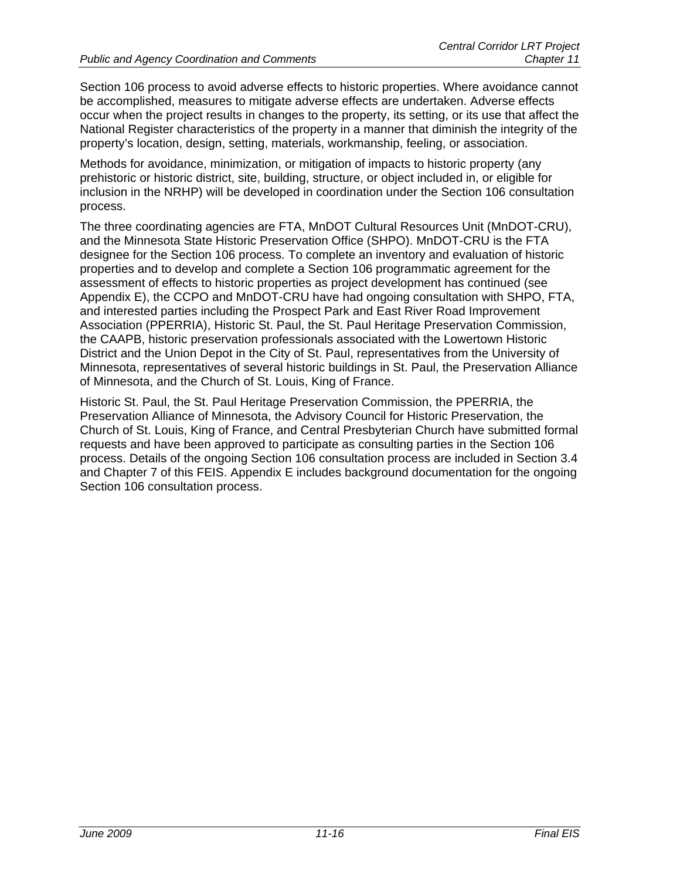Section 106 process to avoid adverse effects to historic properties. Where avoidance cannot be accomplished, measures to mitigate adverse effects are undertaken. Adverse effects occur when the project results in changes to the property, its setting, or its use that affect the National Register characteristics of the property in a manner that diminish the integrity of the property's location, design, setting, materials, workmanship, feeling, or association.

Methods for avoidance, minimization, or mitigation of impacts to historic property (any prehistoric or historic district, site, building, structure, or object included in, or eligible for inclusion in the NRHP) will be developed in coordination under the Section 106 consultation process.

The three coordinating agencies are FTA, MnDOT Cultural Resources Unit (MnDOT-CRU), and the Minnesota State Historic Preservation Office (SHPO). MnDOT-CRU is the FTA designee for the Section 106 process. To complete an inventory and evaluation of historic properties and to develop and complete a Section 106 programmatic agreement for the assessment of effects to historic properties as project development has continued (see Appendix E), the CCPO and MnDOT-CRU have had ongoing consultation with SHPO, FTA, and interested parties including the Prospect Park and East River Road Improvement Association (PPERRIA), Historic St. Paul, the St. Paul Heritage Preservation Commission, the CAAPB, historic preservation professionals associated with the Lowertown Historic District and the Union Depot in the City of St. Paul, representatives from the University of Minnesota, representatives of several historic buildings in St. Paul, the Preservation Alliance of Minnesota, and the Church of St. Louis, King of France.

Historic St. Paul, the St. Paul Heritage Preservation Commission, the PPERRIA, the Preservation Alliance of Minnesota, the Advisory Council for Historic Preservation, the Church of St. Louis, King of France, and Central Presbyterian Church have submitted formal requests and have been approved to participate as consulting parties in the Section 106 process. Details of the ongoing Section 106 consultation process are included in Section 3.4 and Chapter 7 of this FEIS. Appendix E includes background documentation for the ongoing Section 106 consultation process.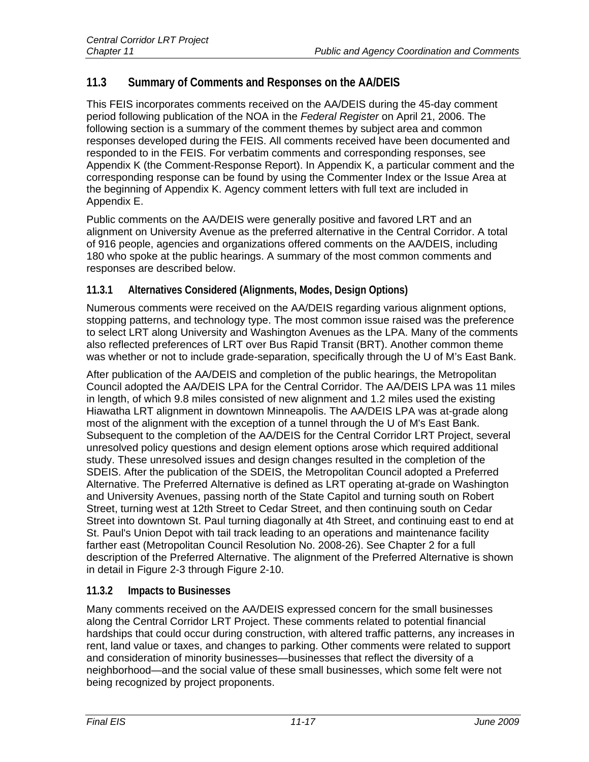## 11.3 Summary of Comments and Responses on the AA/DEIS

This FEIS incorporates comments received on the AA/DEIS during the 45-day comment period following publication of the NOA in the *Federal Register* on April 21, 2006. The following section is a summary of the comment themes by subject area and common responses developed during the FEIS. All comments received have been documented and responded to in the FEIS. For verbatim comments and corresponding responses, see Appendix K (the Comment-Response Report). In Appendix K, a particular comment and the corresponding response can be found by using the Commenter Index or the Issue Area at the beginning of Appendix K. Agency comment letters with full text are included in Appendix E.

Public comments on the AA/DEIS were generally positive and favored LRT and an alignment on University Avenue as the preferred alternative in the Central Corridor. A total of 916 people, agencies and organizations offered comments on the AA/DEIS, including 180 who spoke at the public hearings. A summary of the most common comments and responses are described below.

### 11.3.1 Alternatives Considered (Alignments, Modes, Design Options)

Numerous comments were received on the AA/DEIS regarding various alignment options, stopping patterns, and technology type. The most common issue raised was the preference to select LRT along University and Washington Avenues as the LPA. Many of the comments also reflected preferences of LRT over Bus Rapid Transit (BRT). Another common theme was whether or not to include grade-separation, specifically through the U of M's East Bank.

After publication of the AA/DEIS and completion of the public hearings, the Metropolitan Council adopted the AA/DEIS LPA for the Central Corridor. The AA/DEIS LPA was 11 miles in length, of which 9.8 miles consisted of new alignment and 1.2 miles used the existing Hiawatha LRT alignment in downtown Minneapolis. The AA/DEIS LPA was at-grade along most of the alignment with the exception of a tunnel through the U of M's East Bank. Subsequent to the completion of the AA/DEIS for the Central Corridor LRT Project, several unresolved policy questions and design element options arose which required additional study. These unresolved issues and design changes resulted in the completion of the SDEIS. After the publication of the SDEIS, the Metropolitan Council adopted a Preferred Alternative. The Preferred Alternative is defined as LRT operating at-grade on Washington and University Avenues, passing north of the State Capitol and turning south on Robert Street, turning west at 12th Street to Cedar Street, and then continuing south on Cedar Street into downtown St. Paul turning diagonally at 4th Street, and continuing east to end at St. Paul's Union Depot with tail track leading to an operations and maintenance facility farther east (Metropolitan Council Resolution No. 2008-26). See Chapter 2 for a full description of the Preferred Alternative. The alignment of the Preferred Alternative is shown in detail in Figure 2-3 through Figure 2-10.

### 11.3.2 Impacts to Businesses

Many comments received on the AA/DEIS expressed concern for the small businesses along the Central Corridor LRT Project. These comments related to potential financial hardships that could occur during construction, with altered traffic patterns, any increases in rent, land value or taxes, and changes to parking. Other comments were related to support and consideration of minority businesses—businesses that reflect the diversity of a neighborhood—and the social value of these small businesses, which some felt were not being recognized by project proponents.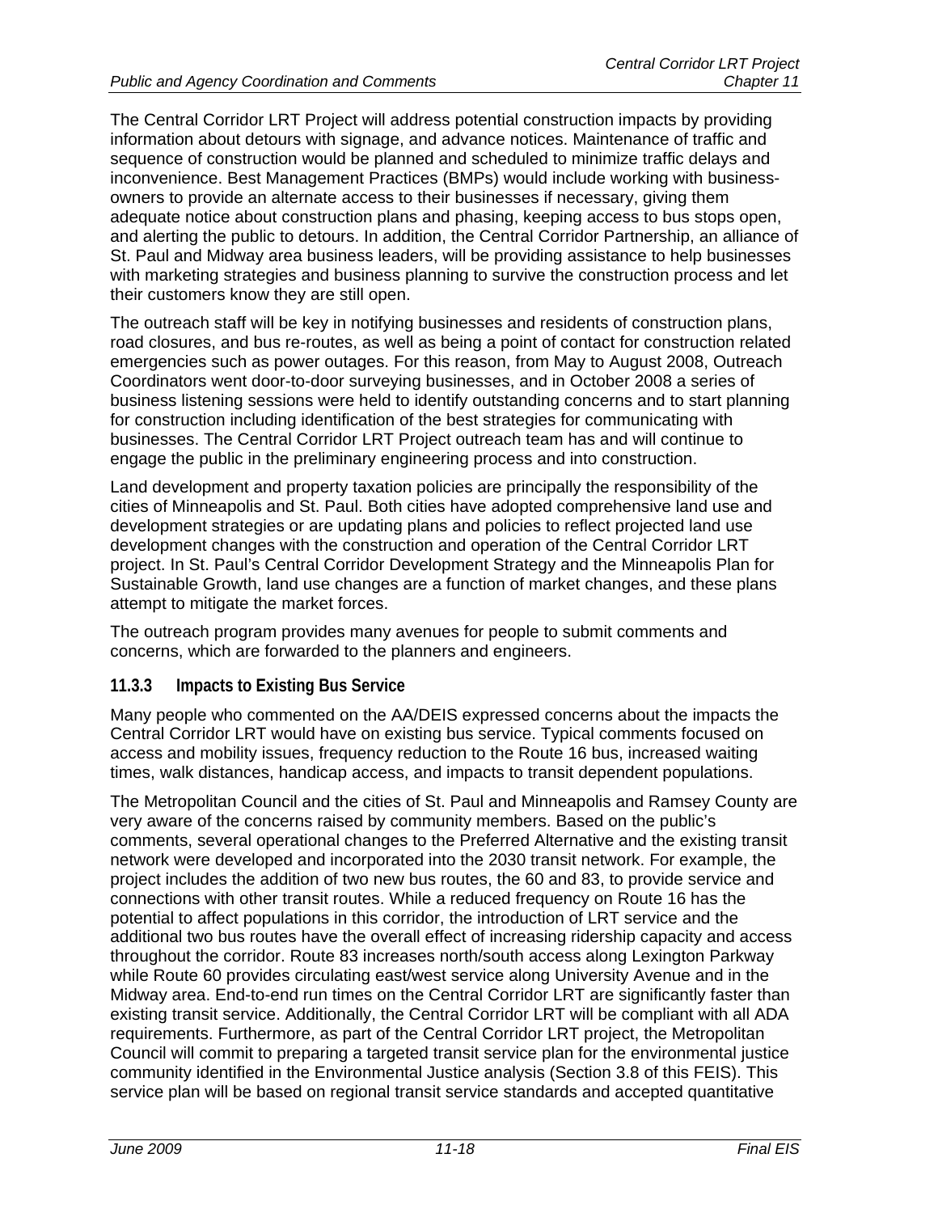The Central Corridor LRT Project will address potential construction impacts by providing information about detours with signage, and advance notices. Maintenance of traffic and sequence of construction would be planned and scheduled to minimize traffic delays and inconvenience. Best Management Practices (BMPs) would include working with business-owners to provide an alternate access to their businesses if necessary, giving them adequate notice about construction plans and phasing, keeping access to bus stops open, and alerting the public to detours. In addition, the Central Corridor Partnership, an alliance of St. Paul and Midway area business leaders, will be providing assistance to help businesses with marketing strategies and business planning to survive the construction process and let their customers know they are still open.

The outreach staff will be key in notifying businesses and residents of construction plans, road closures, and bus re-routes, as well as being a point of contact for construction related emergencies such as power outages. For this reason, from May to August 2008, Outreach Coordinators went door-to-door surveying businesses, and in October 2008 a series of business listening sessions were held to identify outstanding concerns and to start planning for construction including identification of the best strategies for communicating with businesses. The Central Corridor LRT Project outreach team has and will continue to engage the public in the preliminary engineering process and into construction.

Land development and property taxation policies are principally the responsibility of the cities of Minneapolis and St. Paul. Both cities have adopted comprehensive land use and development strategies or are updating plans and policies to reflect projected land use development changes with the construction and operation of the Central Corridor LRT project. In St. Paul's Central Corridor Development Strategy and the Minneapolis Plan for Sustainable Growth, land use changes are a function of market changes, and these plans attempt to mitigate the market forces.

The outreach program provides many avenues for people to submit comments and concerns, which are forwarded to the planners and engineers.

### 11.3.3 Impacts to Existing Bus Service

Many people who commented on the AA/DEIS expressed concerns about the impacts the Central Corridor LRT would have on existing bus service. Typical comments focused on access and mobility issues, frequency reduction to the Route 16 bus, increased waiting times, walk distances, handicap access, and impacts to transit dependent populations.

The Metropolitan Council and the cities of St. Paul and Minneapolis and Ramsey County are very aware of the concerns raised by community members. Based on the public's comments, several operational changes to the Preferred Alternative and the existing transit network were developed and incorporated into the 2030 transit network. For example, the project includes the addition of two new bus routes, the 60 and 83, to provide service and connections with other transit routes. While a reduced frequency on Route 16 has the potential to affect populations in this corridor, the introduction of LRT service and the additional two bus routes have the overall effect of increasing ridership capacity and access throughout the corridor. Route 83 increases north/south access along Lexington Parkway while Route 60 provides circulating east/west service along University Avenue and in the Midway area. End-to-end run times on the Central Corridor LRT are significantly faster than existing transit service. Additionally, the Central Corridor LRT will be compliant with all ADA requirements. Furthermore, as part of the Central Corridor LRT project, the Metropolitan Council will commit to preparing a targeted transit service plan for the environmental justice community identified in the Environmental Justice analysis (Section 3.8 of this FEIS). This service plan will be based on regional transit service standards and accepted quantitative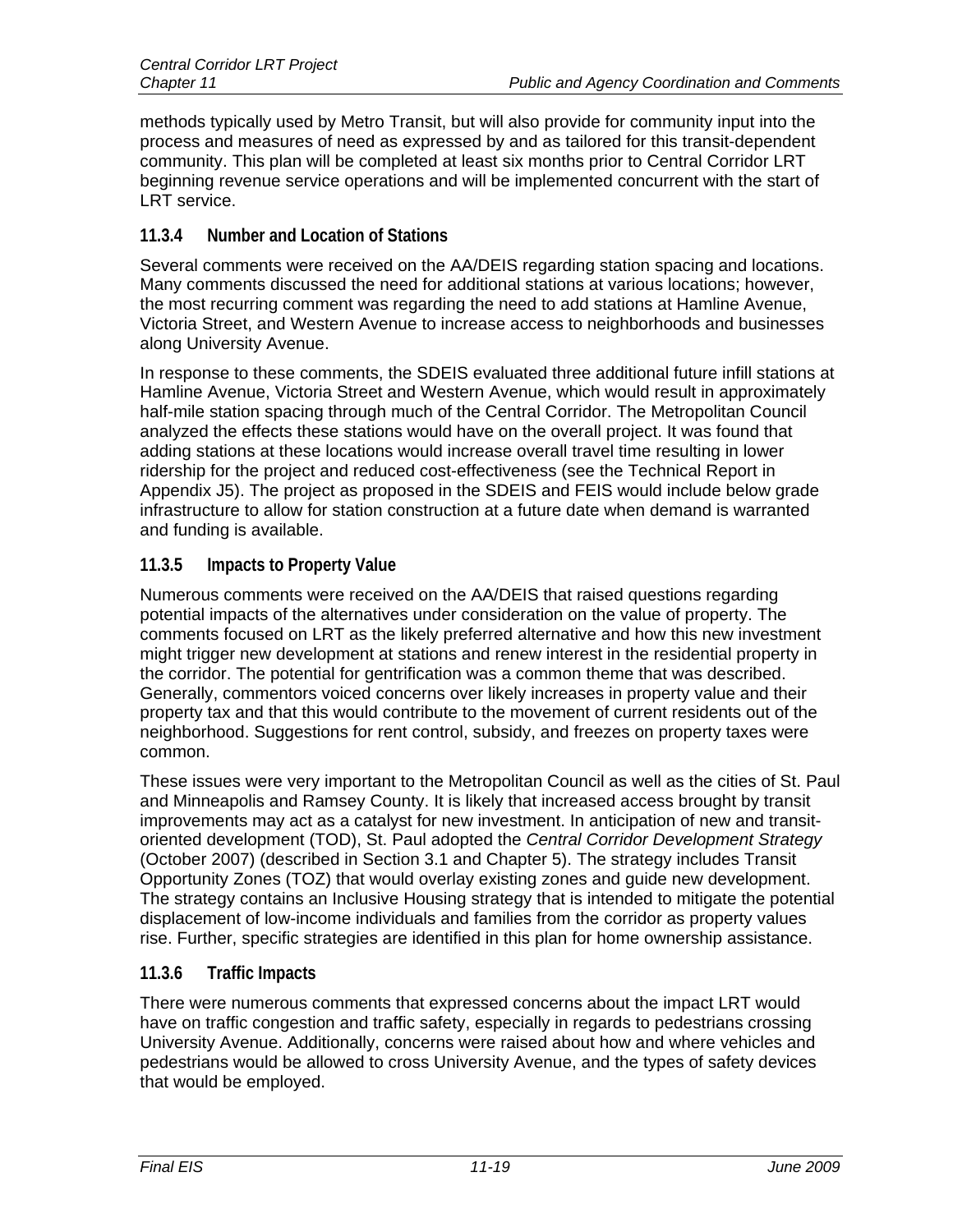methods typically used by Metro Transit, but will also provide for community input into the process and measures of need as expressed by and as tailored for this transit-dependent community. This plan will be completed at least six months prior to Central Corridor LRT beginning revenue service operations and will be implemented concurrent with the start of LRT service.

### 11.3.4 Number and Location of Stations

Several comments were received on the AA/DEIS regarding station spacing and locations. Many comments discussed the need for additional stations at various locations; however, the most recurring comment was regarding the need to add stations at Hamline Avenue, Victoria Street, and Western Avenue to increase access to neighborhoods and businesses along University Avenue.

In response to these comments, the SDEIS evaluated three additional future infill stations at Hamline Avenue, Victoria Street and Western Avenue, which would result in approximately half-mile station spacing through much of the Central Corridor. The Metropolitan Council analyzed the effects these stations would have on the overall project. It was found that adding stations at these locations would increase overall travel time resulting in lower ridership for the project and reduced cost-effectiveness (see the Technical Report in Appendix J5). The project as proposed in the SDEIS and FEIS would include below grade infrastructure to allow for station construction at a future date when demand is warranted and funding is available.

### 11.3.5 Impacts to Property Value

Numerous comments were received on the AA/DEIS that raised questions regarding potential impacts of the alternatives under consideration on the value of property. The comments focused on LRT as the likely preferred alternative and how this new investment might trigger new development at stations and renew interest in the residential property in the corridor. The potential for gentrification was a common theme that was described. Generally, commentors voiced concerns over likely increases in property value and their property tax and that this would contribute to the movement of current residents out of the neighborhood. Suggestions for rent control, subsidy, and freezes on property taxes were common.

These issues were very important to the Metropolitan Council as well as the cities of St. Paul and Minneapolis and Ramsey County. It is likely that increased access brought by transit improvements may act as a catalyst for new investment. In anticipation of new and transit-oriented development (TOD), St. Paul adopted the *Central Corridor Development Strategy* (October 2007) (described in Section 3.1 and Chapter 5). The strategy includes Transit Opportunity Zones (TOZ) that would overlay existing zones and guide new development. The strategy contains an Inclusive Housing strategy that is intended to mitigate the potential displacement of low-income individuals and families from the corridor as property values rise. Further, specific strategies are identified in this plan for home ownership assistance.

### 11.3.6 Traffic Impacts

There were numerous comments that expressed concerns about the impact LRT would have on traffic congestion and traffic safety, especially in regards to pedestrians crossing University Avenue. Additionally, concerns were raised about how and where vehicles and pedestrians would be allowed to cross University Avenue, and the types of safety devices that would be employed.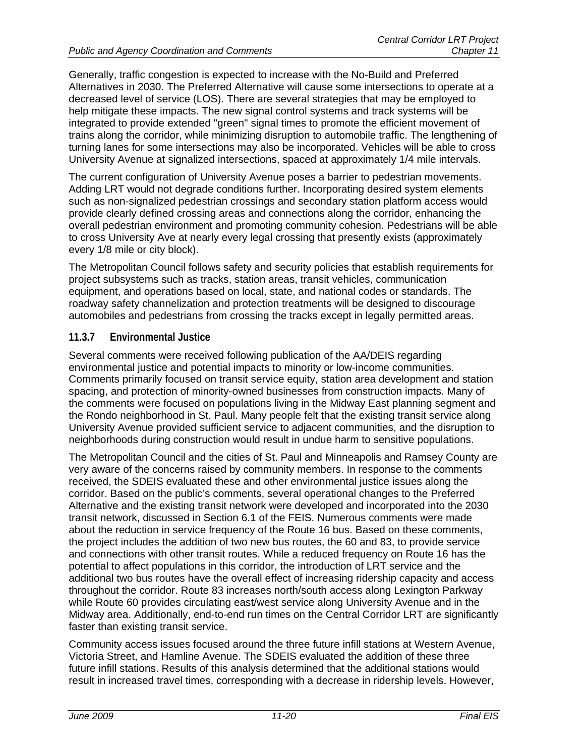Generally, traffic congestion is expected to increase with the No-Build and Preferred Alternatives in 2030. The Preferred Alternative will cause some intersections to operate at a decreased level of service (LOS). There are several strategies that may be employed to help mitigate these impacts. The new signal control systems and track systems will be integrated to provide extended "green" signal times to promote the efficient movement of trains along the corridor, while minimizing disruption to automobile traffic. The lengthening of turning lanes for some intersections may also be incorporated. Vehicles will be able to cross University Avenue at signalized intersections, spaced at approximately 1/4 mile intervals.

The current configuration of University Avenue poses a barrier to pedestrian movements. Adding LRT would not degrade conditions further. Incorporating desired system elements such as non-signalized pedestrian crossings and secondary station platform access would provide clearly defined crossing areas and connections along the corridor, enhancing the overall pedestrian environment and promoting community cohesion. Pedestrians will be able to cross University Ave at nearly every legal crossing that presently exists (approximately every 1/8 mile or city block).

The Metropolitan Council follows safety and security policies that establish requirements for project subsystems such as tracks, station areas, transit vehicles, communication equipment, and operations based on local, state, and national codes or standards. The roadway safety channelization and protection treatments will be designed to discourage automobiles and pedestrians from crossing the tracks except in legally permitted areas.

### 11.3.7 Environmental Justice

Several comments were received following publication of the AA/DEIS regarding environmental justice and potential impacts to minority or low-income communities. Comments primarily focused on transit service equity, station area development and station spacing, and protection of minority-owned businesses from construction impacts. Many of the comments were focused on populations living in the Midway East planning segment and the Rondo neighborhood in St. Paul. Many people felt that the existing transit service along University Avenue provided sufficient service to adjacent communities, and the disruption to neighborhoods during construction would result in undue harm to sensitive populations.

The Metropolitan Council and the cities of St. Paul and Minneapolis and Ramsey County are very aware of the concerns raised by community members. In response to the comments received, the SDEIS evaluated these and other environmental justice issues along the corridor. Based on the public's comments, several operational changes to the Preferred Alternative and the existing transit network were developed and incorporated into the 2030 transit network, discussed in Section 6.1 of the FEIS. Numerous comments were made about the reduction in service frequency of the Route 16 bus. Based on these comments, the project includes the addition of two new bus routes, the 60 and 83, to provide service and connections with other transit routes. While a reduced frequency on Route 16 has the potential to affect populations in this corridor, the introduction of LRT service and the additional two bus routes have the overall effect of increasing ridership capacity and access throughout the corridor. Route 83 increases north/south access along Lexington Parkway while Route 60 provides circulating east/west service along University Avenue and in the Midway area. Additionally, end-to-end run times on the Central Corridor LRT are significantly faster than existing transit service.

Community access issues focused around the three future infill stations at Western Avenue, Victoria Street, and Hamline Avenue. The SDEIS evaluated the addition of these three future infill stations. Results of this analysis determined that the additional stations would result in increased travel times, corresponding with a decrease in ridership levels. However,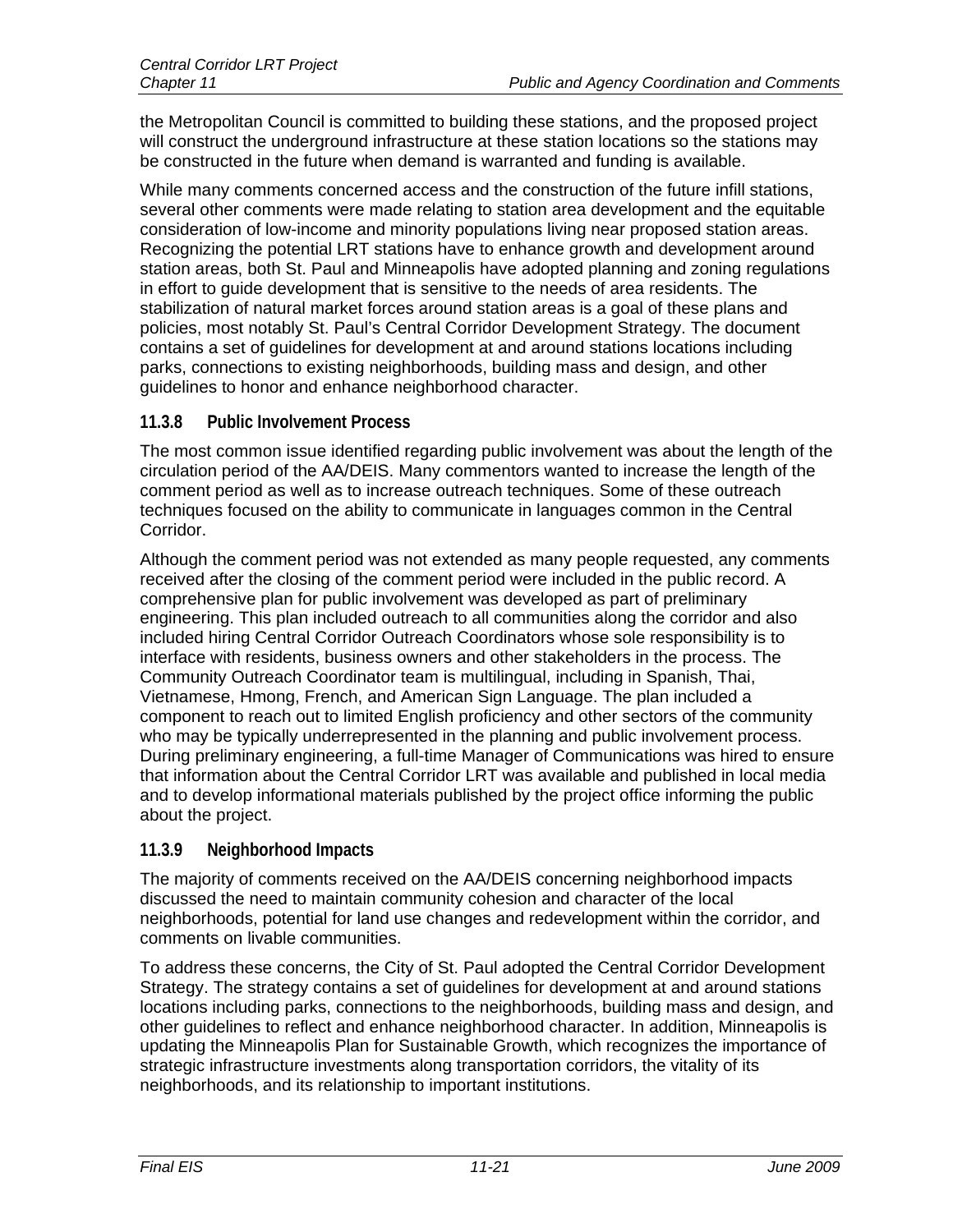the Metropolitan Council is committed to building these stations, and the proposed project will construct the underground infrastructure at these station locations so the stations may be constructed in the future when demand is warranted and funding is available.

While many comments concerned access and the construction of the future infill stations, several other comments were made relating to station area development and the equitable consideration of low-income and minority populations living near proposed station areas. Recognizing the potential LRT stations have to enhance growth and development around station areas, both St. Paul and Minneapolis have adopted planning and zoning regulations in effort to guide development that is sensitive to the needs of area residents. The stabilization of natural market forces around station areas is a goal of these plans and policies, most notably St. Paul's Central Corridor Development Strategy. The document contains a set of guidelines for development at and around stations locations including parks, connections to existing neighborhoods, building mass and design, and other guidelines to honor and enhance neighborhood character.

### 11.3.8 Public Involvement Process

The most common issue identified regarding public involvement was about the length of the circulation period of the AA/DEIS. Many commentors wanted to increase the length of the comment period as well as to increase outreach techniques. Some of these outreach techniques focused on the ability to communicate in languages common in the Central Corridor.

Although the comment period was not extended as many people requested, any comments received after the closing of the comment period were included in the public record. A comprehensive plan for public involvement was developed as part of preliminary engineering. This plan included outreach to all communities along the corridor and also included hiring Central Corridor Outreach Coordinators whose sole responsibility is to interface with residents, business owners and other stakeholders in the process. The Community Outreach Coordinator team is multilingual, including in Spanish, Thai, Vietnamese, Hmong, French, and American Sign Language. The plan included a component to reach out to limited English proficiency and other sectors of the community who may be typically underrepresented in the planning and public involvement process. During preliminary engineering, a full-time Manager of Communications was hired to ensure that information about the Central Corridor LRT was available and published in local media and to develop informational materials published by the project office informing the public about the project.

### 11.3.9 Neighborhood Impacts

The majority of comments received on the AA/DEIS concerning neighborhood impacts discussed the need to maintain community cohesion and character of the local neighborhoods, potential for land use changes and redevelopment within the corridor, and comments on livable communities.

To address these concerns, the City of St. Paul adopted the Central Corridor Development Strategy. The strategy contains a set of guidelines for development at and around stations locations including parks, connections to the neighborhoods, building mass and design, and other guidelines to reflect and enhance neighborhood character. In addition, Minneapolis is updating the Minneapolis Plan for Sustainable Growth, which recognizes the importance of strategic infrastructure investments along transportation corridors, the vitality of its neighborhoods, and its relationship to important institutions.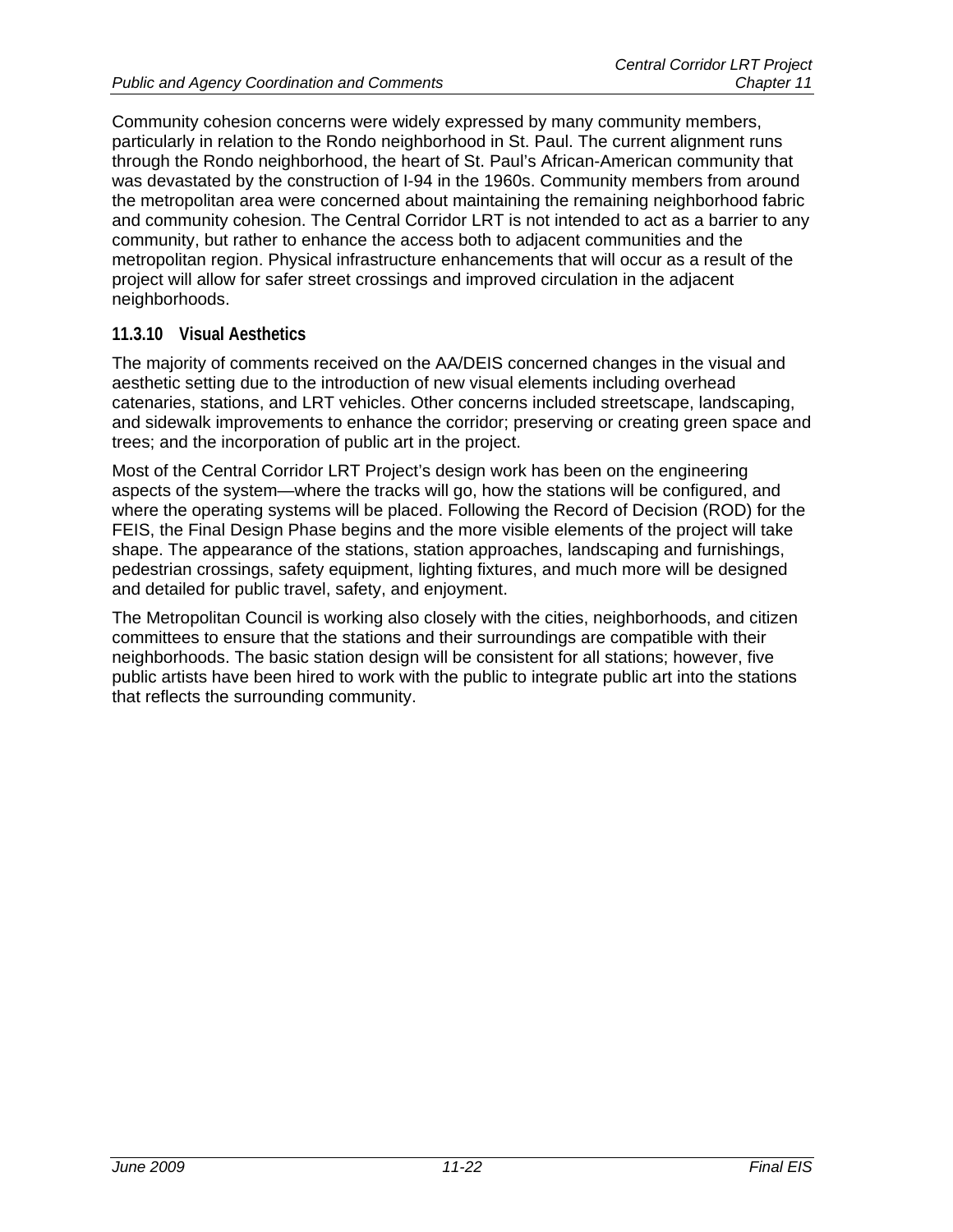Community cohesion concerns were widely expressed by many community members, particularly in relation to the Rondo neighborhood in St. Paul. The current alignment runs through the Rondo neighborhood, the heart of St. Paul's African-American community that was devastated by the construction of I-94 in the 1960s. Community members from around the metropolitan area were concerned about maintaining the remaining neighborhood fabric and community cohesion. The Central Corridor LRT is not intended to act as a barrier to any community, but rather to enhance the access both to adjacent communities and the metropolitan region. Physical infrastructure enhancements that will occur as a result of the project will allow for safer street crossings and improved circulation in the adjacent neighborhoods.

### 11.3.10 Visual Aesthetics

The majority of comments received on the AA/DEIS concerned changes in the visual and aesthetic setting due to the introduction of new visual elements including overhead catenaries, stations, and LRT vehicles. Other concerns included streetscape, landscaping, and sidewalk improvements to enhance the corridor; preserving or creating green space and trees; and the incorporation of public art in the project.

Most of the Central Corridor LRT Project's design work has been on the engineering aspects of the system—where the tracks will go, how the stations will be configured, and where the operating systems will be placed. Following the Record of Decision (ROD) for the FEIS, the Final Design Phase begins and the more visible elements of the project will take shape. The appearance of the stations, station approaches, landscaping and furnishings, pedestrian crossings, safety equipment, lighting fixtures, and much more will be designed and detailed for public travel, safety, and enjoyment.

The Metropolitan Council is working also closely with the cities, neighborhoods, and citizen committees to ensure that the stations and their surroundings are compatible with their neighborhoods. The basic station design will be consistent for all stations; however, five public artists have been hired to work with the public to integrate public art into the stations that reflects the surrounding community.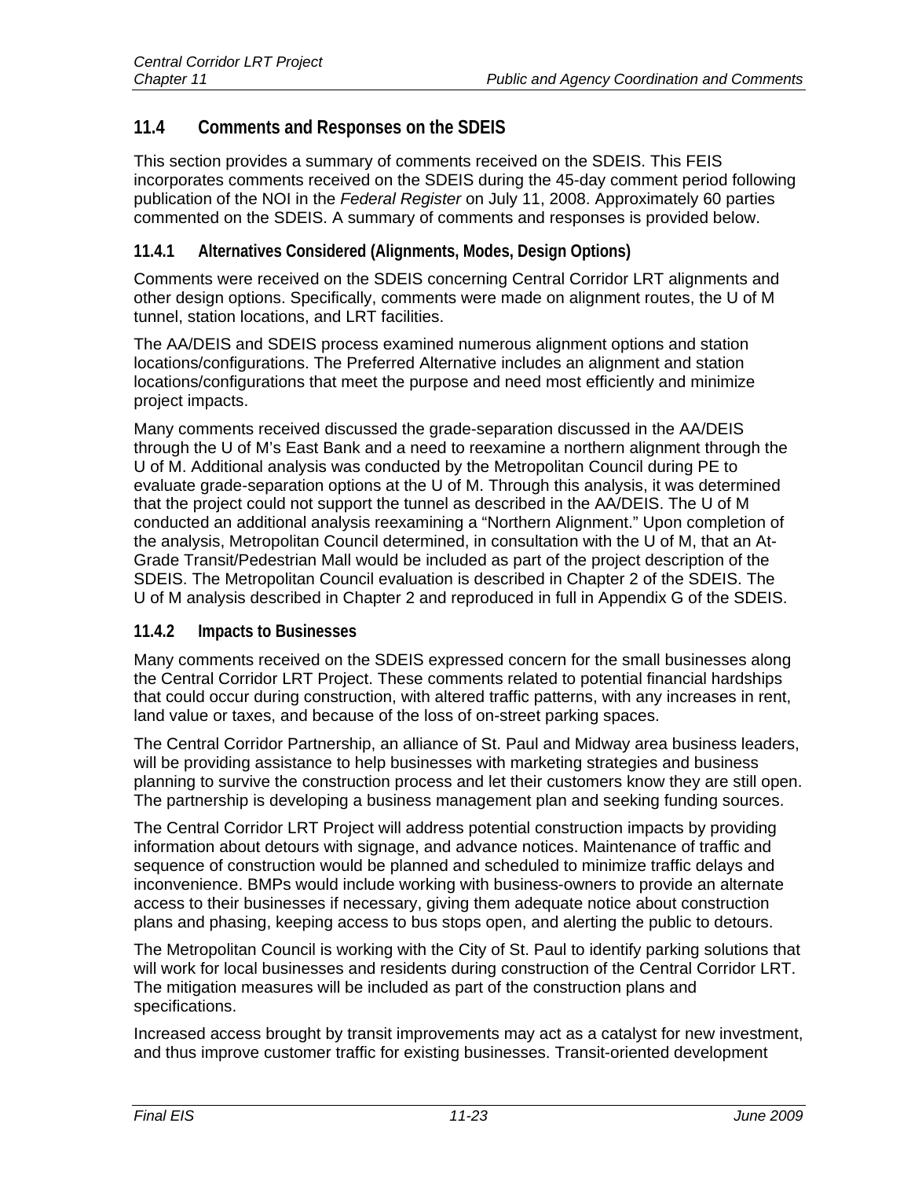## 11.4 Comments and Responses on the SDEIS

This section provides a summary of comments received on the SDEIS. This FEIS incorporates comments received on the SDEIS during the 45-day comment period following publication of the NOI in the *Federal Register* on July 11, 2008. Approximately 60 parties commented on the SDEIS. A summary of comments and responses is provided below.

### 11.4.1 Alternatives Considered (Alignments, Modes, Design Options)

Comments were received on the SDEIS concerning Central Corridor LRT alignments and other design options. Specifically, comments were made on alignment routes, the U of M tunnel, station locations, and LRT facilities.

The AA/DEIS and SDEIS process examined numerous alignment options and station locations/configurations. The Preferred Alternative includes an alignment and station locations/configurations that meet the purpose and need most efficiently and minimize project impacts.

Many comments received discussed the grade-separation discussed in the AA/DEIS through the U of M's East Bank and a need to reexamine a northern alignment through the U of M. Additional analysis was conducted by the Metropolitan Council during PE to evaluate grade-separation options at the U of M. Through this analysis, it was determined that the project could not support the tunnel as described in the AA/DEIS. The U of M conducted an additional analysis reexamining a "Northern Alignment." Upon completion of the analysis, Metropolitan Council determined, in consultation with the U of M, that an At-Grade Transit/Pedestrian Mall would be included as part of the project description of the SDEIS. The Metropolitan Council evaluation is described in Chapter 2 of the SDEIS. The U of M analysis described in Chapter 2 and reproduced in full in Appendix G of the SDEIS.

### 11.4.2 Impacts to Businesses

Many comments received on the SDEIS expressed concern for the small businesses along the Central Corridor LRT Project. These comments related to potential financial hardships that could occur during construction, with altered traffic patterns, with any increases in rent, land value or taxes, and because of the loss of on-street parking spaces.

The Central Corridor Partnership, an alliance of St. Paul and Midway area business leaders, will be providing assistance to help businesses with marketing strategies and business planning to survive the construction process and let their customers know they are still open. The partnership is developing a business management plan and seeking funding sources.

The Central Corridor LRT Project will address potential construction impacts by providing information about detours with signage, and advance notices. Maintenance of traffic and sequence of construction would be planned and scheduled to minimize traffic delays and inconvenience. BMPs would include working with business-owners to provide an alternate access to their businesses if necessary, giving them adequate notice about construction plans and phasing, keeping access to bus stops open, and alerting the public to detours.

The Metropolitan Council is working with the City of St. Paul to identify parking solutions that will work for local businesses and residents during construction of the Central Corridor LRT. The mitigation measures will be included as part of the construction plans and specifications.

Increased access brought by transit improvements may act as a catalyst for new investment, and thus improve customer traffic for existing businesses. Transit-oriented development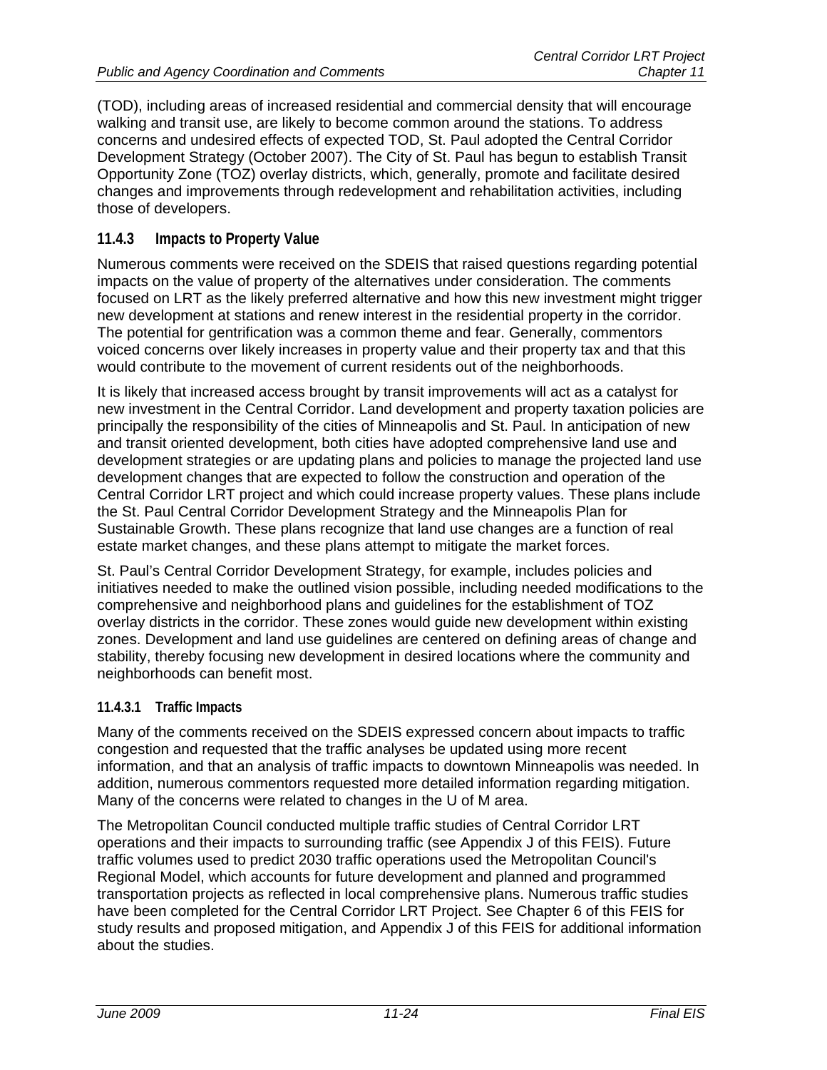(TOD), including areas of increased residential and commercial density that will encourage walking and transit use, are likely to become common around the stations. To address concerns and undesired effects of expected TOD, St. Paul adopted the Central Corridor Development Strategy (October 2007). The City of St. Paul has begun to establish Transit Opportunity Zone (TOZ) overlay districts, which, generally, promote and facilitate desired changes and improvements through redevelopment and rehabilitation activities, including those of developers.

### 11.4.3 Impacts to Property Value

Numerous comments were received on the SDEIS that raised questions regarding potential impacts on the value of property of the alternatives under consideration. The comments focused on LRT as the likely preferred alternative and how this new investment might trigger new development at stations and renew interest in the residential property in the corridor. The potential for gentrification was a common theme and fear. Generally, commentors voiced concerns over likely increases in property value and their property tax and that this would contribute to the movement of current residents out of the neighborhoods.

It is likely that increased access brought by transit improvements will act as a catalyst for new investment in the Central Corridor. Land development and property taxation policies are principally the responsibility of the cities of Minneapolis and St. Paul. In anticipation of new and transit oriented development, both cities have adopted comprehensive land use and development strategies or are updating plans and policies to manage the projected land use development changes that are expected to follow the construction and operation of the Central Corridor LRT project and which could increase property values. These plans include the St. Paul Central Corridor Development Strategy and the Minneapolis Plan for Sustainable Growth. These plans recognize that land use changes are a function of real estate market changes, and these plans attempt to mitigate the market forces.

St. Paul's Central Corridor Development Strategy, for example, includes policies and initiatives needed to make the outlined vision possible, including needed modifications to the comprehensive and neighborhood plans and guidelines for the establishment of TOZ overlay districts in the corridor. These zones would guide new development within existing zones. Development and land use guidelines are centered on defining areas of change and stability, thereby focusing new development in desired locations where the community and neighborhoods can benefit most.

#### 11.4.3.1 Traffic Impacts

Many of the comments received on the SDEIS expressed concern about impacts to traffic congestion and requested that the traffic analyses be updated using more recent information, and that an analysis of traffic impacts to downtown Minneapolis was needed. In addition, numerous commentors requested more detailed information regarding mitigation. Many of the concerns were related to changes in the U of M area.

The Metropolitan Council conducted multiple traffic studies of Central Corridor LRT operations and their impacts to surrounding traffic (see Appendix J of this FEIS). Future traffic volumes used to predict 2030 traffic operations used the Metropolitan Council's Regional Model, which accounts for future development and planned and programmed transportation projects as reflected in local comprehensive plans. Numerous traffic studies have been completed for the Central Corridor LRT Project. See Chapter 6 of this FEIS for study results and proposed mitigation, and Appendix J of this FEIS for additional information about the studies.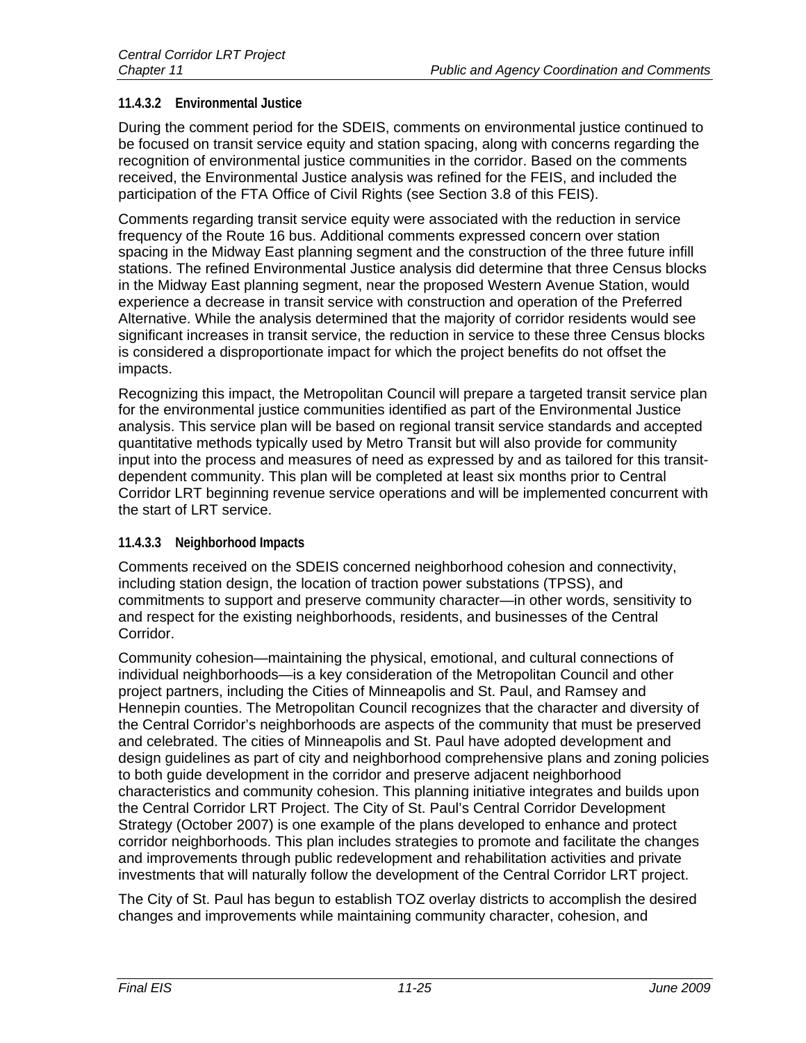#### 11.4.3.2 Environmental Justice

During the comment period for the SDEIS, comments on environmental justice continued to be focused on transit service equity and station spacing, along with concerns regarding the recognition of environmental justice communities in the corridor. Based on the comments received, the Environmental Justice analysis was refined for the FEIS, and included the participation of the FTA Office of Civil Rights (see Section 3.8 of this FEIS).

Comments regarding transit service equity were associated with the reduction in service frequency of the Route 16 bus. Additional comments expressed concern over station spacing in the Midway East planning segment and the construction of the three future infill stations. The refined Environmental Justice analysis did determine that three Census blocks in the Midway East planning segment, near the proposed Western Avenue Station, would experience a decrease in transit service with construction and operation of the Preferred Alternative. While the analysis determined that the majority of corridor residents would see significant increases in transit service, the reduction in service to these three Census blocks is considered a disproportionate impact for which the project benefits do not offset the impacts.

Recognizing this impact, the Metropolitan Council will prepare a targeted transit service plan for the environmental justice communities identified as part of the Environmental Justice analysis. This service plan will be based on regional transit service standards and accepted quantitative methods typically used by Metro Transit but will also provide for community input into the process and measures of need as expressed by and as tailored for this transit-dependent community. This plan will be completed at least six months prior to Central Corridor LRT beginning revenue service operations and will be implemented concurrent with the start of LRT service.

#### 11.4.3.3 Neighborhood Impacts

Comments received on the SDEIS concerned neighborhood cohesion and connectivity, including station design, the location of traction power substations (TPSS), and commitments to support and preserve community character—in other words, sensitivity to and respect for the existing neighborhoods, residents, and businesses of the Central Corridor.

Community cohesion—maintaining the physical, emotional, and cultural connections of individual neighborhoods—is a key consideration of the Metropolitan Council and other project partners, including the Cities of Minneapolis and St. Paul, and Ramsey and Hennepin counties. The Metropolitan Council recognizes that the character and diversity of the Central Corridor's neighborhoods are aspects of the community that must be preserved and celebrated. The cities of Minneapolis and St. Paul have adopted development and design guidelines as part of city and neighborhood comprehensive plans and zoning policies to both guide development in the corridor and preserve adjacent neighborhood characteristics and community cohesion. This planning initiative integrates and builds upon the Central Corridor LRT Project. The City of St. Paul's Central Corridor Development Strategy (October 2007) is one example of the plans developed to enhance and protect corridor neighborhoods. This plan includes strategies to promote and facilitate the changes and improvements through public redevelopment and rehabilitation activities and private investments that will naturally follow the development of the Central Corridor LRT project.

The City of St. Paul has begun to establish TOZ overlay districts to accomplish the desired changes and improvements while maintaining community character, cohesion, and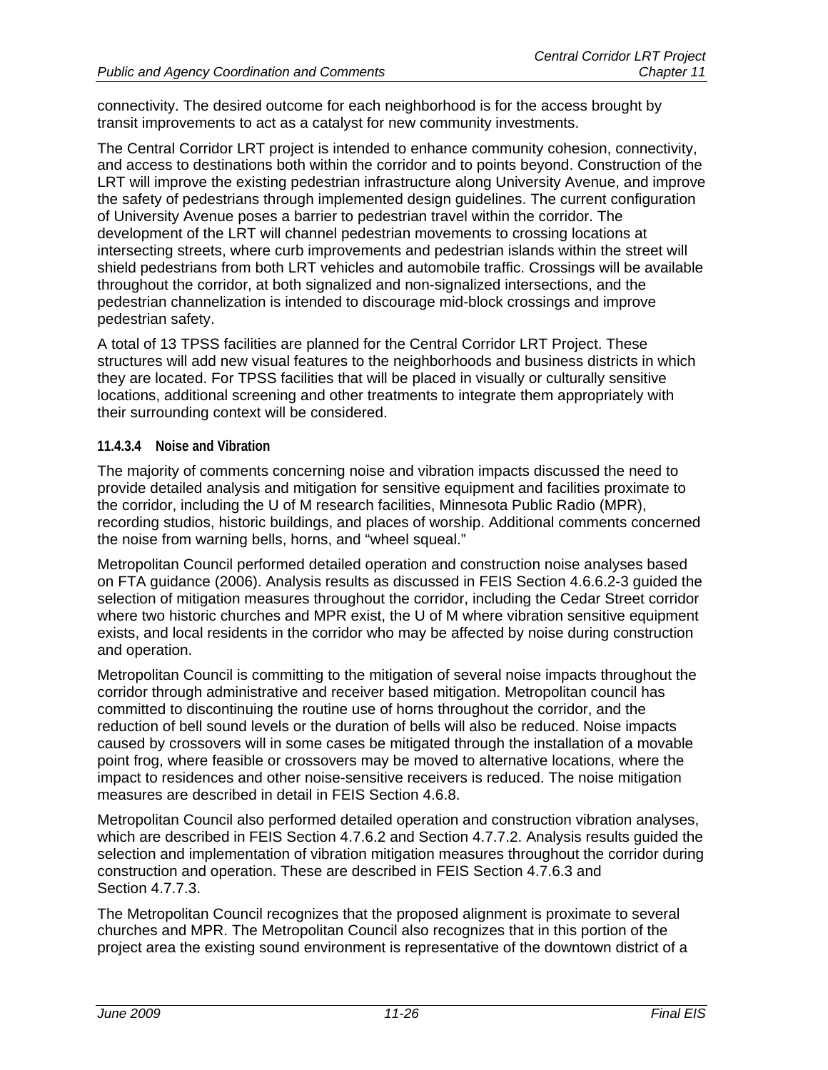connectivity. The desired outcome for each neighborhood is for the access brought by transit improvements to act as a catalyst for new community investments.

The Central Corridor LRT project is intended to enhance community cohesion, connectivity, and access to destinations both within the corridor and to points beyond. Construction of the LRT will improve the existing pedestrian infrastructure along University Avenue, and improve the safety of pedestrians through implemented design guidelines. The current configuration of University Avenue poses a barrier to pedestrian travel within the corridor. The development of the LRT will channel pedestrian movements to crossing locations at intersecting streets, where curb improvements and pedestrian islands within the street will shield pedestrians from both LRT vehicles and automobile traffic. Crossings will be available throughout the corridor, at both signalized and non-signalized intersections, and the pedestrian channelization is intended to discourage mid-block crossings and improve pedestrian safety.

A total of 13 TPSS facilities are planned for the Central Corridor LRT Project. These structures will add new visual features to the neighborhoods and business districts in which they are located. For TPSS facilities that will be placed in visually or culturally sensitive locations, additional screening and other treatments to integrate them appropriately with their surrounding context will be considered.

#### 11.4.3.4 Noise and Vibration

The majority of comments concerning noise and vibration impacts discussed the need to provide detailed analysis and mitigation for sensitive equipment and facilities proximate to the corridor, including the U of M research facilities, Minnesota Public Radio (MPR), recording studios, historic buildings, and places of worship. Additional comments concerned the noise from warning bells, horns, and "wheel squeal."

Metropolitan Council performed detailed operation and construction noise analyses based on FTA guidance (2006). Analysis results as discussed in FEIS Section 4.6.6.2-3 guided the selection of mitigation measures throughout the corridor, including the Cedar Street corridor where two historic churches and MPR exist, the U of M where vibration sensitive equipment exists, and local residents in the corridor who may be affected by noise during construction and operation.

Metropolitan Council is committing to the mitigation of several noise impacts throughout the corridor through administrative and receiver based mitigation. Metropolitan council has committed to discontinuing the routine use of horns throughout the corridor, and the reduction of bell sound levels or the duration of bells will also be reduced. Noise impacts caused by crossovers will in some cases be mitigated through the installation of a movable point frog, where feasible or crossovers may be moved to alternative locations, where the impact to residences and other noise-sensitive receivers is reduced. The noise mitigation measures are described in detail in FEIS Section 4.6.8.

Metropolitan Council also performed detailed operation and construction vibration analyses, which are described in FEIS Section 4.7.6.2 and Section 4.7.7.2. Analysis results guided the selection and implementation of vibration mitigation measures throughout the corridor during construction and operation. These are described in FEIS Section 4.7.6.3 and Section 4.7.7.3.

The Metropolitan Council recognizes that the proposed alignment is proximate to several churches and MPR. The Metropolitan Council also recognizes that in this portion of the project area the existing sound environment is representative of the downtown district of a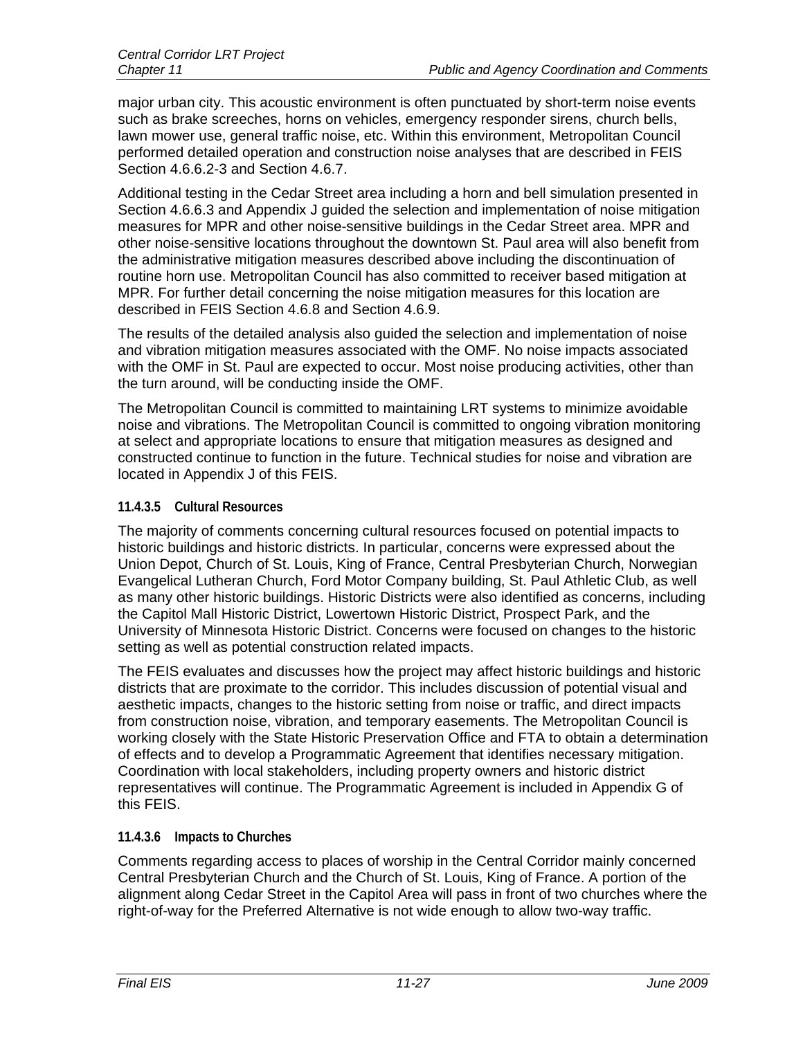major urban city. This acoustic environment is often punctuated by short-term noise events such as brake screeches, horns on vehicles, emergency responder sirens, church bells, lawn mower use, general traffic noise, etc. Within this environment, Metropolitan Council performed detailed operation and construction noise analyses that are described in FEIS Section 4.6.6.2-3 and Section 4.6.7.

Additional testing in the Cedar Street area including a horn and bell simulation presented in Section 4.6.6.3 and Appendix J guided the selection and implementation of noise mitigation measures for MPR and other noise-sensitive buildings in the Cedar Street area. MPR and other noise-sensitive locations throughout the downtown St. Paul area will also benefit from the administrative mitigation measures described above including the discontinuation of routine horn use. Metropolitan Council has also committed to receiver based mitigation at MPR. For further detail concerning the noise mitigation measures for this location are described in FEIS Section 4.6.8 and Section 4.6.9.

The results of the detailed analysis also guided the selection and implementation of noise and vibration mitigation measures associated with the OMF. No noise impacts associated with the OMF in St. Paul are expected to occur. Most noise producing activities, other than the turn around, will be conducting inside the OMF.

The Metropolitan Council is committed to maintaining LRT systems to minimize avoidable noise and vibrations. The Metropolitan Council is committed to ongoing vibration monitoring at select and appropriate locations to ensure that mitigation measures as designed and constructed continue to function in the future. Technical studies for noise and vibration are located in Appendix J of this FEIS.

#### 11.4.3.5 Cultural Resources

The majority of comments concerning cultural resources focused on potential impacts to historic buildings and historic districts. In particular, concerns were expressed about the Union Depot, Church of St. Louis, King of France, Central Presbyterian Church, Norwegian Evangelical Lutheran Church, Ford Motor Company building, St. Paul Athletic Club, as well as many other historic buildings. Historic Districts were also identified as concerns, including the Capitol Mall Historic District, Lowertown Historic District, Prospect Park, and the University of Minnesota Historic District. Concerns were focused on changes to the historic setting as well as potential construction related impacts.

The FEIS evaluates and discusses how the project may affect historic buildings and historic districts that are proximate to the corridor. This includes discussion of potential visual and aesthetic impacts, changes to the historic setting from noise or traffic, and direct impacts from construction noise, vibration, and temporary easements. The Metropolitan Council is working closely with the State Historic Preservation Office and FTA to obtain a determination of effects and to develop a Programmatic Agreement that identifies necessary mitigation. Coordination with local stakeholders, including property owners and historic district representatives will continue. The Programmatic Agreement is included in Appendix G of this FEIS.

#### 11.4.3.6 Impacts to Churches

Comments regarding access to places of worship in the Central Corridor mainly concerned Central Presbyterian Church and the Church of St. Louis, King of France. A portion of the alignment along Cedar Street in the Capitol Area will pass in front of two churches where the right-of-way for the Preferred Alternative is not wide enough to allow two-way traffic.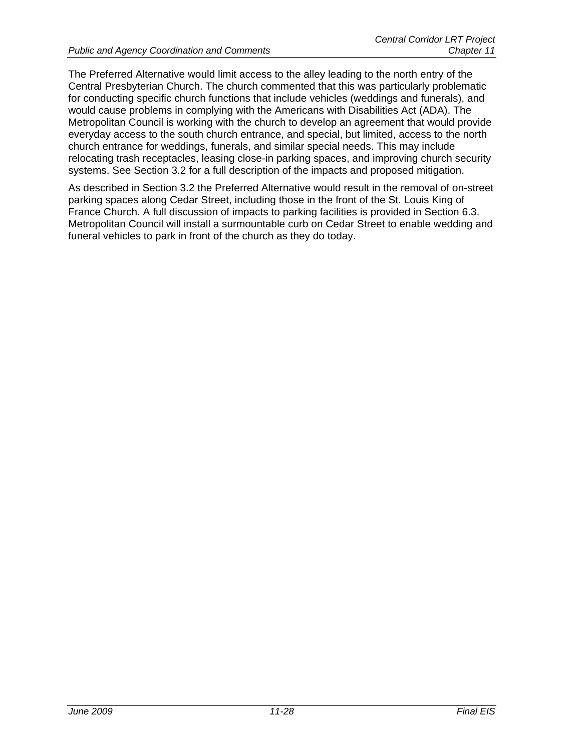The Preferred Alternative would limit access to the alley leading to the north entry of the Central Presbyterian Church. The church commented that this was particularly problematic for conducting specific church functions that include vehicles (weddings and funerals), and would cause problems in complying with the Americans with Disabilities Act (ADA). The Metropolitan Council is working with the church to develop an agreement that would provide everyday access to the south church entrance, and special, but limited, access to the north church entrance for weddings, funerals, and similar special needs. This may include relocating trash receptacles, leasing close-in parking spaces, and improving church security systems. See Section 3.2 for a full description of the impacts and proposed mitigation.

As described in Section 3.2 the Preferred Alternative would result in the removal of on-street parking spaces along Cedar Street, including those in the front of the St. Louis King of France Church. A full discussion of impacts to parking facilities is provided in Section 6.3. Metropolitan Council will install a surmountable curb on Cedar Street to enable wedding and funeral vehicles to park in front of the church as they do today.